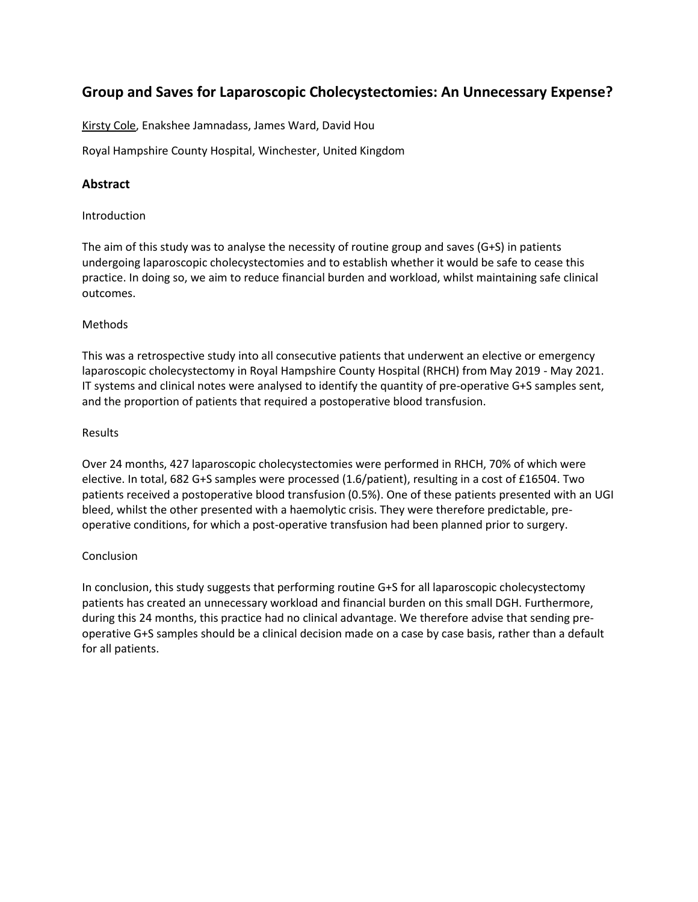# Group and Saves for Laparoscopic Cholecystectomies: An Unnecessary Expense?

<u>Kirsty Cole</u>, Enakshee Jamnadass, James Ward, David Hou

Royal Hampshire County Hospital, Winchester, United Kingdom

## Abstract

Introduction

The aim of this study was to analyse the necessity of routine group and saves (G+S) in patients undergoing laparoscopic cholecystectomies and to establish whether it would be safe to cease this practice. In doing so, we aim to reduce financial burden and workload, whilst maintaining safe clinical outcomes.

Methods

This was a retrospective study into all consecutive patients that underwent an elective or emergency laparoscopic cholecystectomy in Royal Hampshire County Hospital (RHCH) from May 2019 - May 2021. IT systems and clinical notes were analysed to identify the quantity of pre-operative G+S samples sent, and the proportion of patients that required a postoperative blood transfusion.

Results

Over 24 months, 427 laparoscopic cholecystectomies were performed in RHCH, 70% of which were elective. In total, 682 G+S samples were processed (1.6/patient), resulting in a cost of £16504. Two patients received a postoperative blood transfusion (0.5%). One of these patients presented with an UGI bleed, whilst the other presented with a haemolytic crisis. They were therefore predictable, pre-operative conditions, for which a post-operative transfusion had been planned prior to surgery.

Conclusion

In conclusion, this study suggests that performing routine G+S for all laparoscopic cholecystectomy patients has created an unnecessary workload and financial burden on this small DGH. Furthermore, during this 24 months, this practice had no clinical advantage. We therefore advise that sending pre-operative G+S samples should be a clinical decision made on a case by case basis, rather than a default for all patients.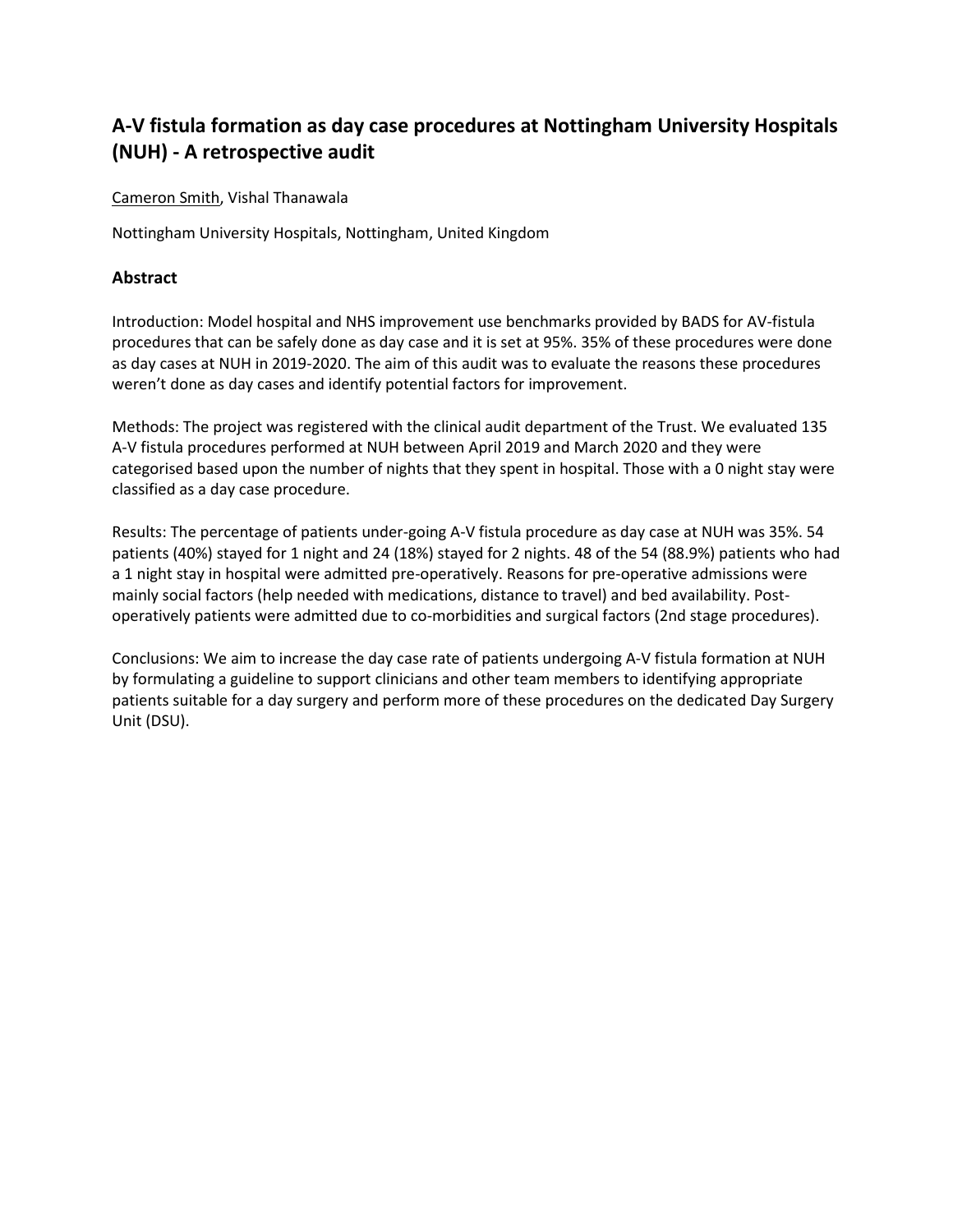## A-V fistula formation as day case procedures at Nottingham University Hospitals (NUH) - A retrospective audit

Cameron Smith, Vishal Thanawala

Nottingham University Hospitals, Nottingham, United Kingdom

### Abstract

Introduction: Model hospital and NHS improvement use benchmarks provided by BADS for AV-fistula procedures that can be safely done as day case and it is set at 95%. 35% of these procedures were done as day cases at NUH in 2019-2020. The aim of this audit was to evaluate the reasons these procedures weren't done as day cases and identify potential factors for improvement.

Methods: The project was registered with the clinical audit department of the Trust. We evaluated 135 A-V fistula procedures performed at NUH between April 2019 and March 2020 and they were categorised based upon the number of nights that they spent in hospital. Those with a 0 night stay were classified as a day case procedure.

Results: The percentage of patients under-going A-V fistula procedure as day case at NUH was 35%. 54 patients (40%) stayed for 1 night and 24 (18%) stayed for 2 nights. 48 of the 54 (88.9%) patients who had a 1 night stay in hospital were admitted pre-operatively. Reasons for pre-operative admissions were mainly social factors (help needed with medications, distance to travel) and bed availability. Post-operatively patients were admitted due to co-morbidities and surgical factors (2nd stage procedures).

Conclusions: We aim to increase the day case rate of patients undergoing A-V fistula formation at NUH by formulating a guideline to support clinicians and other team members to identifying appropriate patients suitable for a day surgery and perform more of these procedures on the dedicated Day Surgery Unit (DSU).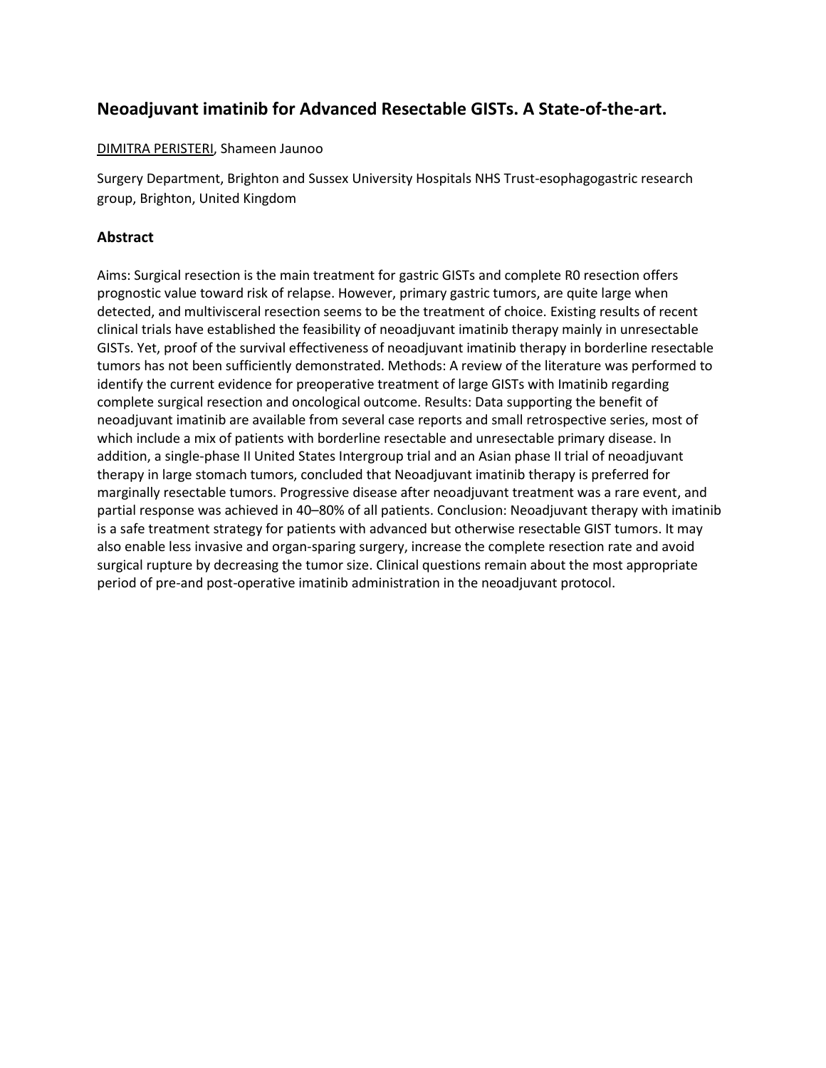## Neoadjuvant imatinib for Advanced Resectable GISTs. A State-of-the-art.

DIMITRA PERISTERI, Shameen Jaunoo

Surgery Department, Brighton and Sussex University Hospitals NHS Trust-esophagogastric research group, Brighton, United Kingdom

### Abstract

Aims: Surgical resection is the main treatment for gastric GISTs and complete R0 resection offers prognostic value toward risk of relapse. However, primary gastric tumors, are quite large when detected, and multivisceral resection seems to be the treatment of choice. Existing results of recent clinical trials have established the feasibility of neoadjuvant imatinib therapy mainly in unresectable GISTs. Yet, proof of the survival effectiveness of neoadjuvant imatinib therapy in borderline resectable tumors has not been sufficiently demonstrated. Methods: A review of the literature was performed to identify the current evidence for preoperative treatment of large GISTs with Imatinib regarding complete surgical resection and oncological outcome. Results: Data supporting the benefit of neoadjuvant imatinib are available from several case reports and small retrospective series, most of which include a mix of patients with borderline resectable and unresectable primary disease. In addition, a single-phase II United States Intergroup trial and an Asian phase II trial of neoadjuvant therapy in large stomach tumors, concluded that Neoadjuvant imatinib therapy is preferred for marginally resectable tumors. Progressive disease after neoadjuvant treatment was a rare event, and partial response was achieved in 40–80% of all patients. Conclusion: Neoadjuvant therapy with imatinib is a safe treatment strategy for patients with advanced but otherwise resectable GIST tumors. It may also enable less invasive and organ-sparing surgery, increase the complete resection rate and avoid surgical rupture by decreasing the tumor size. Clinical questions remain about the most appropriate period of pre-and post-operative imatinib administration in the neoadjuvant protocol.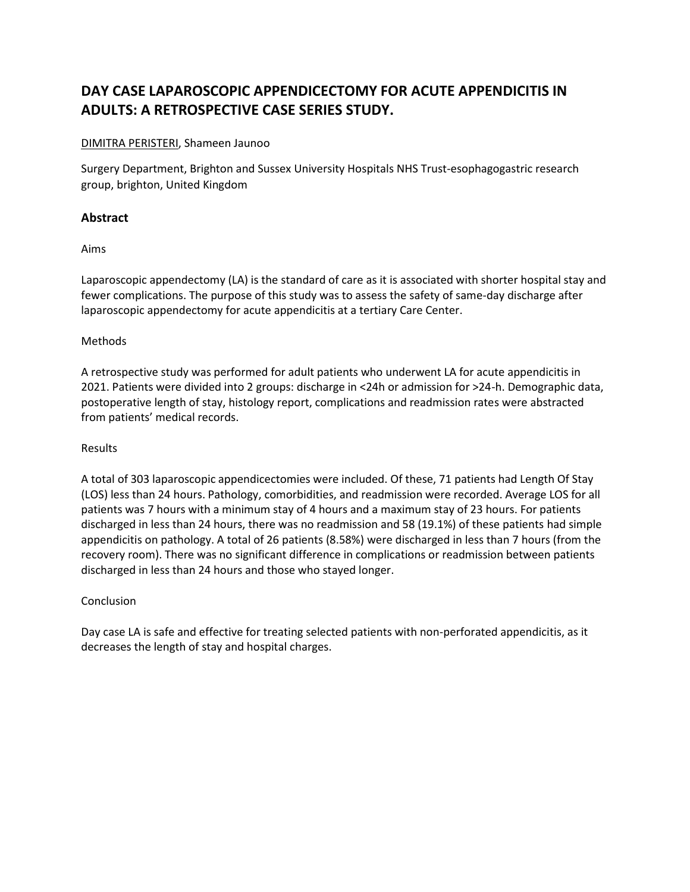# DAY CASE LAPAROSCOPIC APPENDICECTOMY FOR ACUTE APPENDICITIS IN ADULTS: A RETROSPECTIVE CASE SERIES STUDY.

DIMITRA PERISTERI, Shameen Jaunoo

Surgery Department, Brighton and Sussex University Hospitals NHS Trust-esophagogastric research group, brighton, United Kingdom

## Abstract

Aims

Laparoscopic appendectomy (LA) is the standard of care as it is associated with shorter hospital stay and fewer complications. The purpose of this study was to assess the safety of same-day discharge after laparoscopic appendectomy for acute appendicitis at a tertiary Care Center.

Methods

A retrospective study was performed for adult patients who underwent LA for acute appendicitis in 2021. Patients were divided into 2 groups: discharge in <24h or admission for >24-h. Demographic data, postoperative length of stay, histology report, complications and readmission rates were abstracted from patients' medical records.

Results

A total of 303 laparoscopic appendicectomies were included. Of these, 71 patients had Length Of Stay (LOS) less than 24 hours. Pathology, comorbidities, and readmission were recorded. Average LOS for all patients was 7 hours with a minimum stay of 4 hours and a maximum stay of 23 hours. For patients discharged in less than 24 hours, there was no readmission and 58 (19.1%) of these patients had simple appendicitis on pathology. A total of 26 patients (8.58%) were discharged in less than 7 hours (from the recovery room). There was no significant difference in complications or readmission between patients discharged in less than 24 hours and those who stayed longer.

Conclusion

Day case LA is safe and effective for treating selected patients with non-perforated appendicitis, as it decreases the length of stay and hospital charges.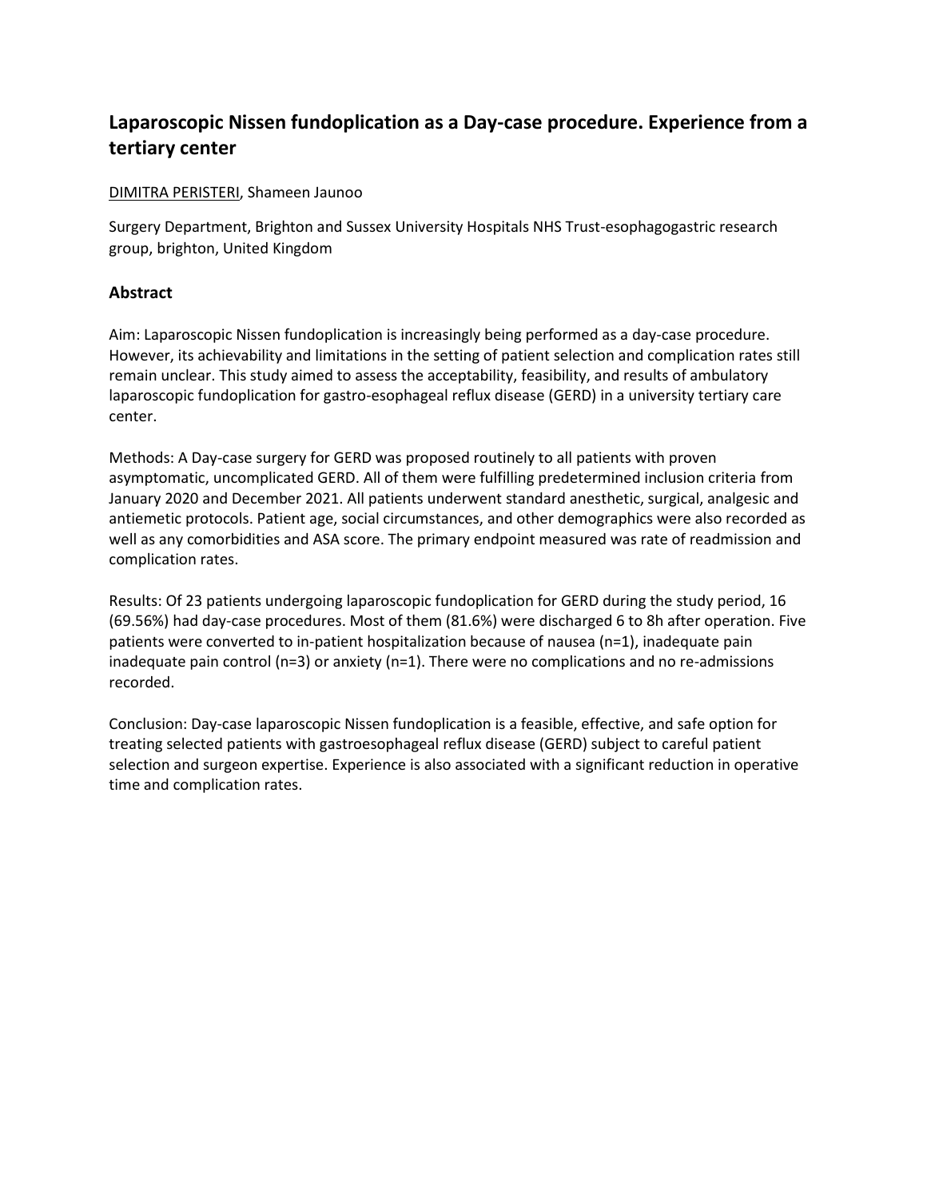## Laparoscopic Nissen fundoplication as a Day-case procedure. Experience from a tertiary center

DIMITRA PERISTERI, Shameen Jaunoo

Surgery Department, Brighton and Sussex University Hospitals NHS Trust-esophagogastric research group, brighton, United Kingdom

### Abstract

Aim: Laparoscopic Nissen fundoplication is increasingly being performed as a day-case procedure. However, its achievability and limitations in the setting of patient selection and complication rates still remain unclear. This study aimed to assess the acceptability, feasibility, and results of ambulatory laparoscopic fundoplication for gastro-esophageal reflux disease (GERD) in a university tertiary care center.

Methods: A Day-case surgery for GERD was proposed routinely to all patients with proven asymptomatic, uncomplicated GERD. All of them were fulfilling predetermined inclusion criteria from January 2020 and December 2021. All patients underwent standard anesthetic, surgical, analgesic and antiemetic protocols. Patient age, social circumstances, and other demographics were also recorded as well as any comorbidities and ASA score. The primary endpoint measured was rate of readmission and complication rates.

Results: Of 23 patients undergoing laparoscopic fundoplication for GERD during the study period, 16 (69.56%) had day-case procedures. Most of them (81.6%) were discharged 6 to 8h after operation. Five patients were converted to in-patient hospitalization because of nausea (n=1), inadequate pain inadequate pain control (n=3) or anxiety (n=1). There were no complications and no re-admissions recorded.

Conclusion: Day-case laparoscopic Nissen fundoplication is a feasible, effective, and safe option for treating selected patients with gastroesophageal reflux disease (GERD) subject to careful patient selection and surgeon expertise. Experience is also associated with a significant reduction in operative time and complication rates.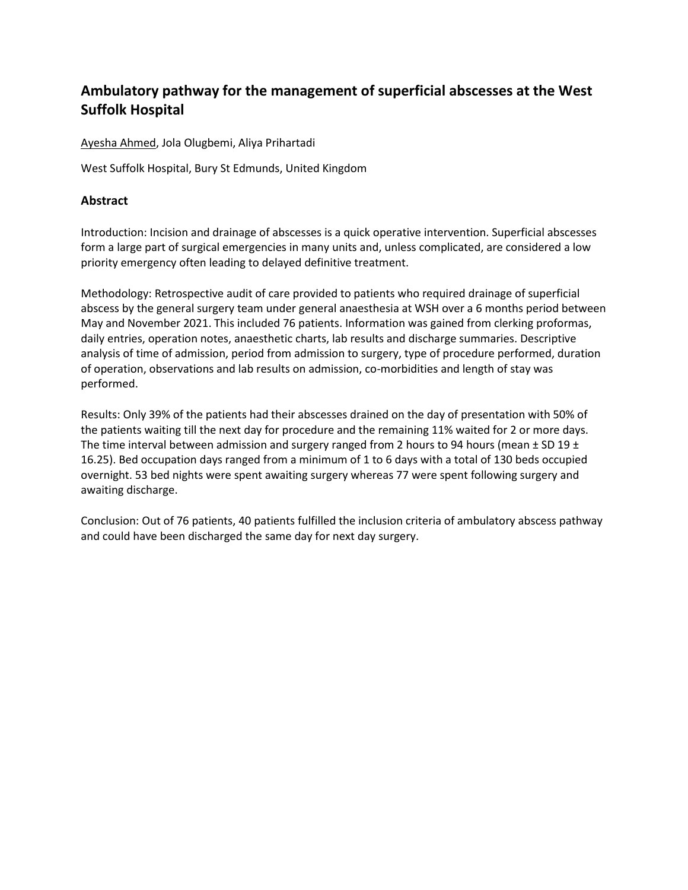## Ambulatory pathway for the management of superficial abscesses at the West Suffolk Hospital

Ayesha Ahmed, Jola Olugbemi, Aliya Prihartadi

West Suffolk Hospital, Bury St Edmunds, United Kingdom

### Abstract

Introduction: Incision and drainage of abscesses is a quick operative intervention. Superficial abscesses form a large part of surgical emergencies in many units and, unless complicated, are considered a low priority emergency often leading to delayed definitive treatment.

Methodology: Retrospective audit of care provided to patients who required drainage of superficial abscess by the general surgery team under general anaesthesia at WSH over a 6 months period between May and November 2021. This included 76 patients. Information was gained from clerking proformas, daily entries, operation notes, anaesthetic charts, lab results and discharge summaries. Descriptive analysis of time of admission, period from admission to surgery, type of procedure performed, duration of operation, observations and lab results on admission, co-morbidities and length of stay was performed.

Results: Only 39% of the patients had their abscesses drained on the day of presentation with 50% of the patients waiting till the next day for procedure and the remaining 11% waited for 2 or more days. The time interval between admission and surgery ranged from 2 hours to 94 hours (mean ± SD 19 ± 16.25). Bed occupation days ranged from a minimum of 1 to 6 days with a total of 130 beds occupied overnight. 53 bed nights were spent awaiting surgery whereas 77 were spent following surgery and awaiting discharge.

Conclusion: Out of 76 patients, 40 patients fulfilled the inclusion criteria of ambulatory abscess pathway and could have been discharged the same day for next day surgery.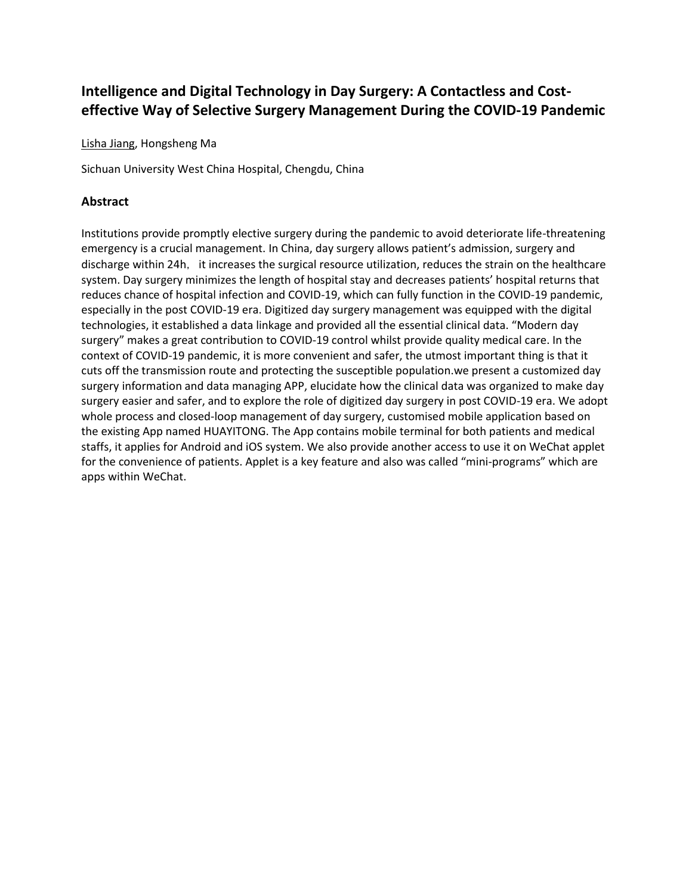## Intelligence and Digital Technology in Day Surgery: A Contactless and Cost-effective Way of Selective Surgery Management During the COVID-19 Pandemic

Lisha Jiang, Hongsheng Ma

Sichuan University West China Hospital, Chengdu, China

### Abstract

Institutions provide promptly elective surgery during the pandemic to avoid deteriorate life-threatening emergency is a crucial management. In China, day surgery allows patient's admission, surgery and discharge within 24h， it increases the surgical resource utilization, reduces the strain on the healthcare system. Day surgery minimizes the length of hospital stay and decreases patients' hospital returns that reduces chance of hospital infection and COVID-19, which can fully function in the COVID-19 pandemic, especially in the post COVID-19 era. Digitized day surgery management was equipped with the digital technologies, it established a data linkage and provided all the essential clinical data. "Modern day surgery" makes a great contribution to COVID-19 control whilst provide quality medical care. In the context of COVID-19 pandemic, it is more convenient and safer, the utmost important thing is that it cuts off the transmission route and protecting the susceptible population.we present a customized day surgery information and data managing APP, elucidate how the clinical data was organized to make day surgery easier and safer, and to explore the role of digitized day surgery in post COVID-19 era. We adopt whole process and closed-loop management of day surgery, customised mobile application based on the existing App named HUAYITONG. The App contains mobile terminal for both patients and medical staffs, it applies for Android and iOS system. We also provide another access to use it on WeChat applet for the convenience of patients. Applet is a key feature and also was called "mini-programs" which are apps within WeChat.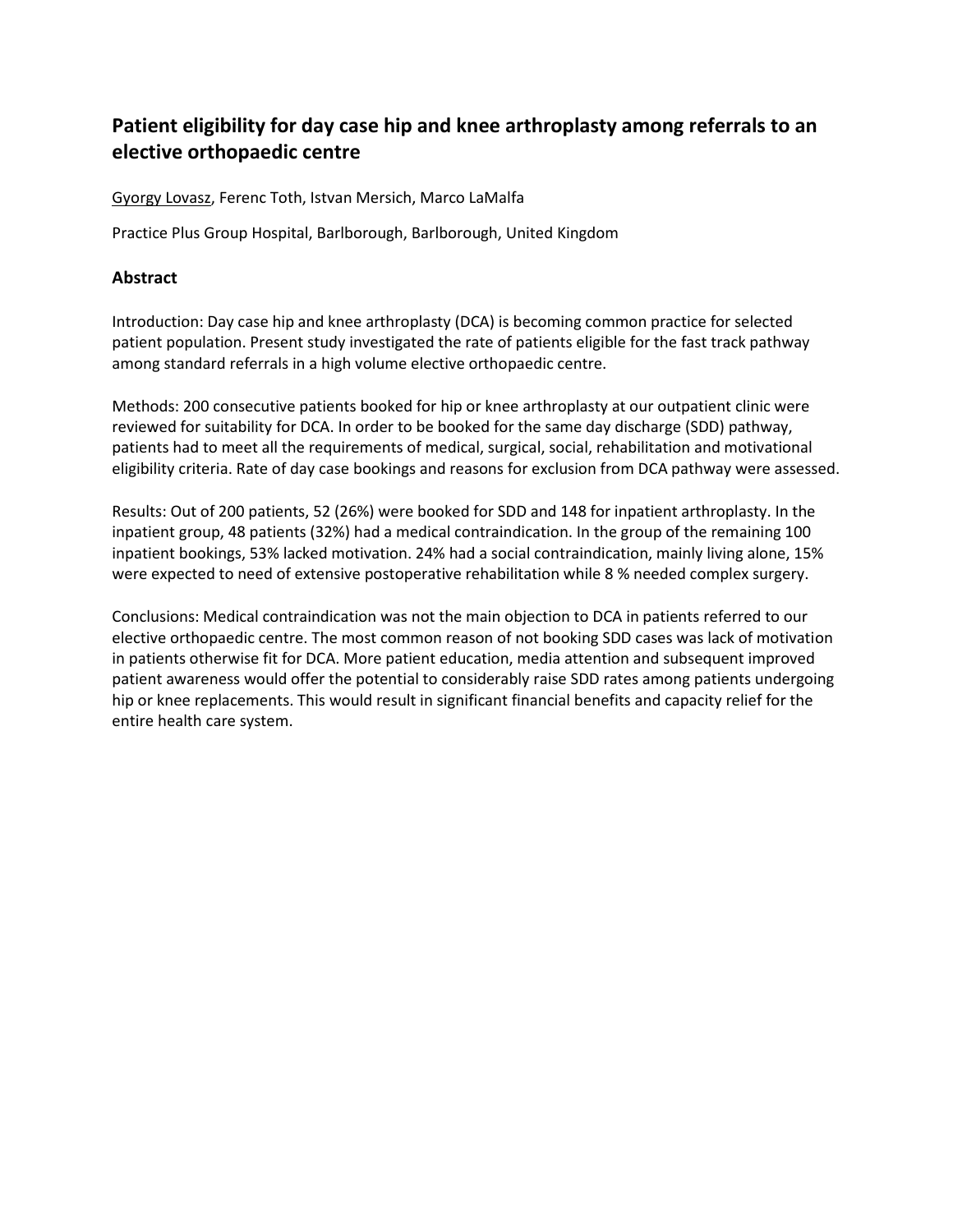## Patient eligibility for day case hip and knee arthroplasty among referrals to an elective orthopaedic centre

Gyorgy Lovasz, Ferenc Toth, Istvan Mersich, Marco LaMalfa

Practice Plus Group Hospital, Barlborough, Barlborough, United Kingdom

### Abstract

Introduction: Day case hip and knee arthroplasty (DCA) is becoming common practice for selected patient population. Present study investigated the rate of patients eligible for the fast track pathway among standard referrals in a high volume elective orthopaedic centre.

Methods: 200 consecutive patients booked for hip or knee arthroplasty at our outpatient clinic were reviewed for suitability for DCA. In order to be booked for the same day discharge (SDD) pathway, patients had to meet all the requirements of medical, surgical, social, rehabilitation and motivational eligibility criteria. Rate of day case bookings and reasons for exclusion from DCA pathway were assessed.

Results: Out of 200 patients, 52 (26%) were booked for SDD and 148 for inpatient arthroplasty. In the inpatient group, 48 patients (32%) had a medical contraindication. In the group of the remaining 100 inpatient bookings, 53% lacked motivation. 24% had a social contraindication, mainly living alone, 15% were expected to need of extensive postoperative rehabilitation while 8 % needed complex surgery.

Conclusions: Medical contraindication was not the main objection to DCA in patients referred to our elective orthopaedic centre. The most common reason of not booking SDD cases was lack of motivation in patients otherwise fit for DCA. More patient education, media attention and subsequent improved patient awareness would offer the potential to considerably raise SDD rates among patients undergoing hip or knee replacements. This would result in significant financial benefits and capacity relief for the entire health care system.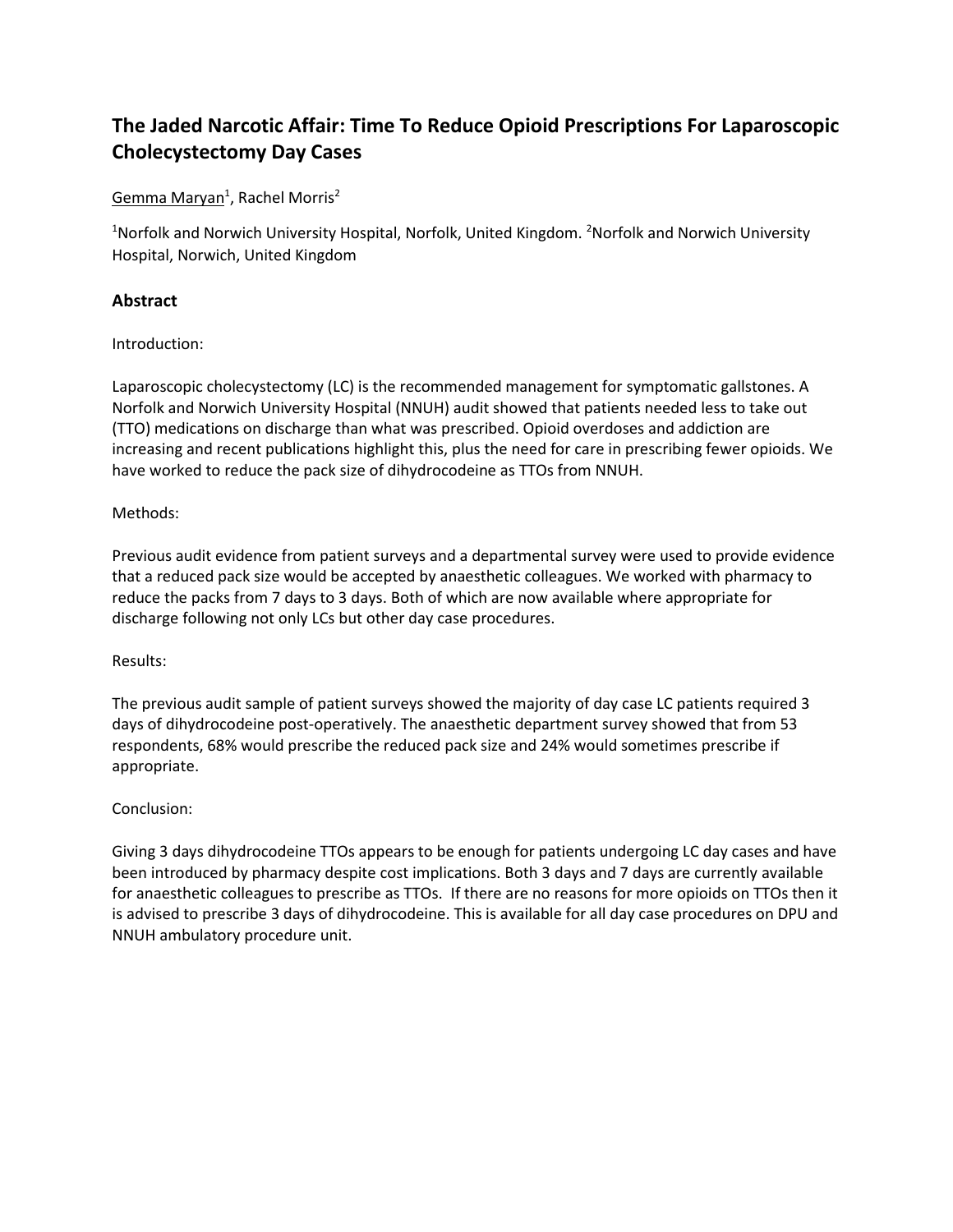# The Jaded Narcotic Affair: Time To Reduce Opioid Prescriptions For Laparoscopic Cholecystectomy Day Cases

Gemma Maryan[1], Rachel Morris[2]

[1]Norfolk and Norwich University Hospital, Norfolk, United Kingdom. [2]Norfolk and Norwich University Hospital, Norwich, United Kingdom

## Abstract

Introduction:

Laparoscopic cholecystectomy (LC) is the recommended management for symptomatic gallstones. A Norfolk and Norwich University Hospital (NNUH) audit showed that patients needed less to take out (TTO) medications on discharge than what was prescribed. Opioid overdoses and addiction are increasing and recent publications highlight this, plus the need for care in prescribing fewer opioids. We have worked to reduce the pack size of dihydrocodeine as TTOs from NNUH.

Methods:

Previous audit evidence from patient surveys and a departmental survey were used to provide evidence that a reduced pack size would be accepted by anaesthetic colleagues. We worked with pharmacy to reduce the packs from 7 days to 3 days. Both of which are now available where appropriate for discharge following not only LCs but other day case procedures.

Results:

The previous audit sample of patient surveys showed the majority of day case LC patients required 3 days of dihydrocodeine post-operatively. The anaesthetic department survey showed that from 53 respondents, 68% would prescribe the reduced pack size and 24% would sometimes prescribe if appropriate.

Conclusion:

Giving 3 days dihydrocodeine TTOs appears to be enough for patients undergoing LC day cases and have been introduced by pharmacy despite cost implications. Both 3 days and 7 days are currently available for anaesthetic colleagues to prescribe as TTOs. If there are no reasons for more opioids on TTOs then it is advised to prescribe 3 days of dihydrocodeine. This is available for all day case procedures on DPU and NNUH ambulatory procedure unit.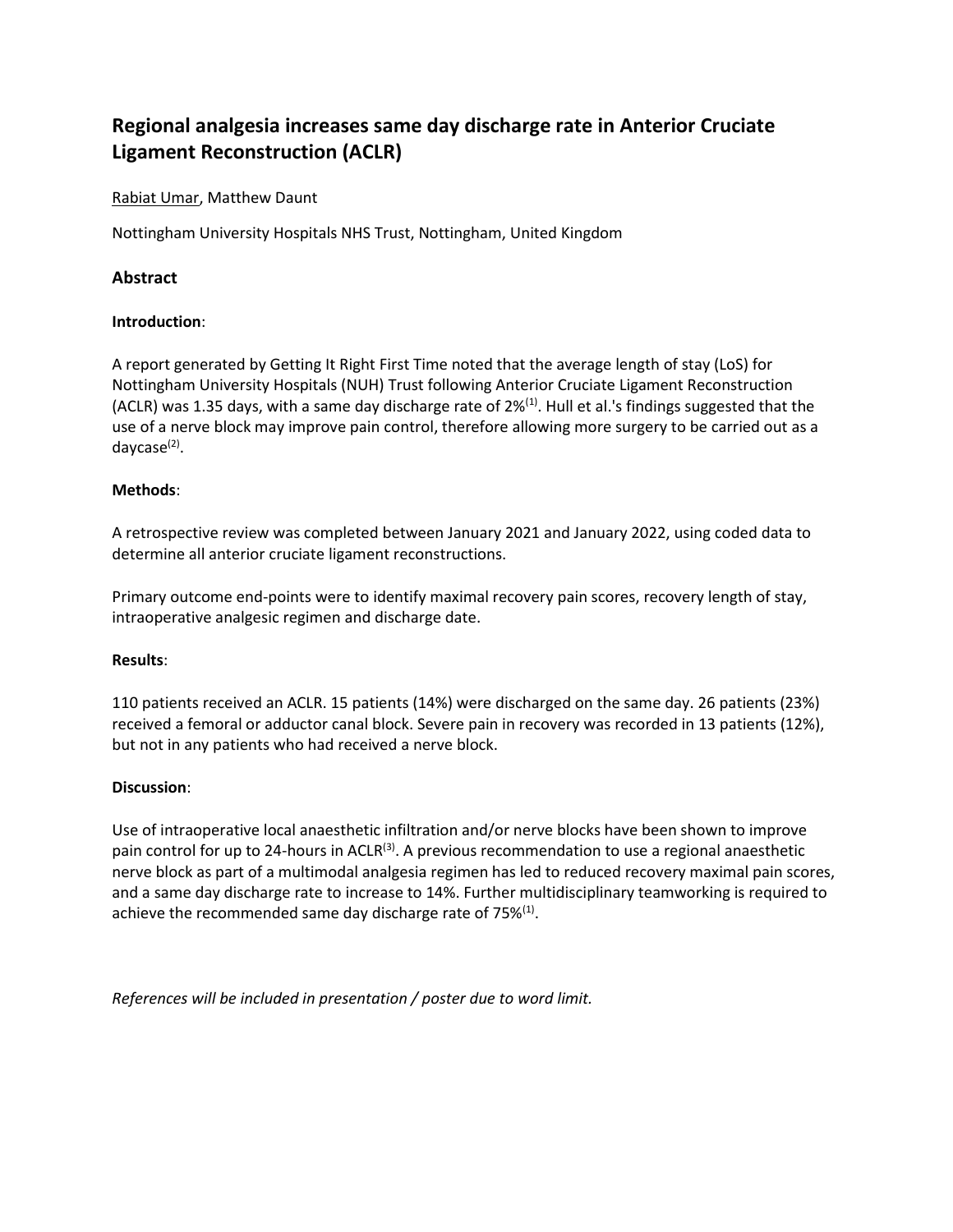# Regional analgesia increases same day discharge rate in Anterior Cruciate Ligament Reconstruction (ACLR)

Rabiat Umar, Matthew Daunt

Nottingham University Hospitals NHS Trust, Nottingham, United Kingdom

## Abstract

**Introduction**:

A report generated by Getting It Right First Time noted that the average length of stay (LoS) for Nottingham University Hospitals (NUH) Trust following Anterior Cruciate Ligament Reconstruction (ACLR) was 1.35 days, with a same day discharge rate of 2%[1]. Hull et al.'s findings suggested that the use of a nerve block may improve pain control, therefore allowing more surgery to be carried out as a daycase[2].

**Methods**:

A retrospective review was completed between January 2021 and January 2022, using coded data to determine all anterior cruciate ligament reconstructions.

Primary outcome end-points were to identify maximal recovery pain scores, recovery length of stay, intraoperative analgesic regimen and discharge date.

**Results**:

110 patients received an ACLR. 15 patients (14%) were discharged on the same day. 26 patients (23%) received a femoral or adductor canal block. Severe pain in recovery was recorded in 13 patients (12%), but not in any patients who had received a nerve block.

**Discussion**:

Use of intraoperative local anaesthetic infiltration and/or nerve blocks have been shown to improve pain control for up to 24-hours in ACLR[3]. A previous recommendation to use a regional anaesthetic nerve block as part of a multimodal analgesia regimen has led to reduced recovery maximal pain scores, and a same day discharge rate to increase to 14%. Further multidisciplinary teamworking is required to achieve the recommended same day discharge rate of 75%[1].

*References will be included in presentation / poster due to word limit.*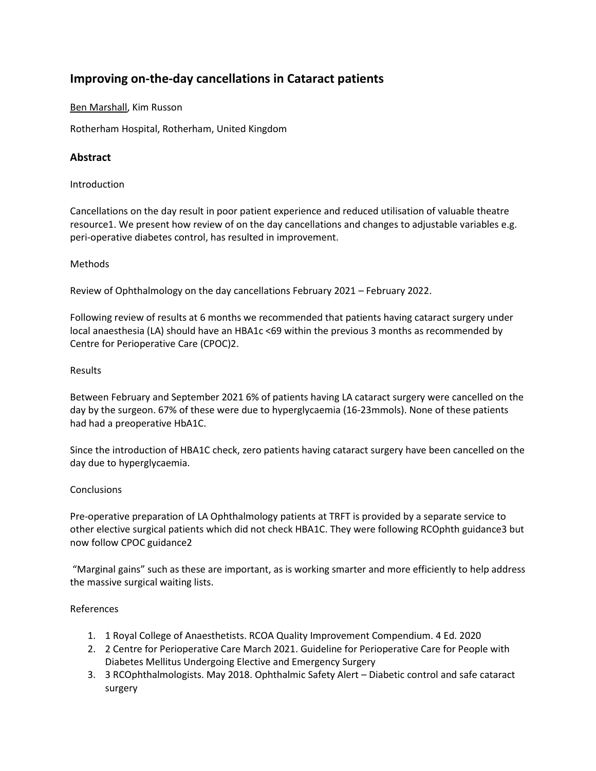## Improving on-the-day cancellations in Cataract patients

Ben Marshall, Kim Russon

Rotherham Hospital, Rotherham, United Kingdom

### Abstract

Introduction

Cancellations on the day result in poor patient experience and reduced utilisation of valuable theatre resource1. We present how review of on the day cancellations and changes to adjustable variables e.g. peri-operative diabetes control, has resulted in improvement.

Methods

Review of Ophthalmology on the day cancellations February 2021 – February 2022.

Following review of results at 6 months we recommended that patients having cataract surgery under local anaesthesia (LA) should have an HBA1c <69 within the previous 3 months as recommended by Centre for Perioperative Care (CPOC)2.

Results

Between February and September 2021 6% of patients having LA cataract surgery were cancelled on the day by the surgeon. 67% of these were due to hyperglycaemia (16-23mmols). None of these patients had had a preoperative HbA1C.

Since the introduction of HBA1C check, zero patients having cataract surgery have been cancelled on the day due to hyperglycaemia.

Conclusions

Pre-operative preparation of LA Ophthalmology patients at TRFT is provided by a separate service to other elective surgical patients which did not check HBA1C. They were following RCOphth guidance3 but now follow CPOC guidance2

"Marginal gains" such as these are important, as is working smarter and more efficiently to help address the massive surgical waiting lists.

References

1. 1 Royal College of Anaesthetists. RCOA Quality Improvement Compendium. 4 Ed. 2020
2. 2 Centre for Perioperative Care March 2021. Guideline for Perioperative Care for People with Diabetes Mellitus Undergoing Elective and Emergency Surgery
3. 3 RCOphthalmologists. May 2018. Ophthalmic Safety Alert – Diabetic control and safe cataract surgery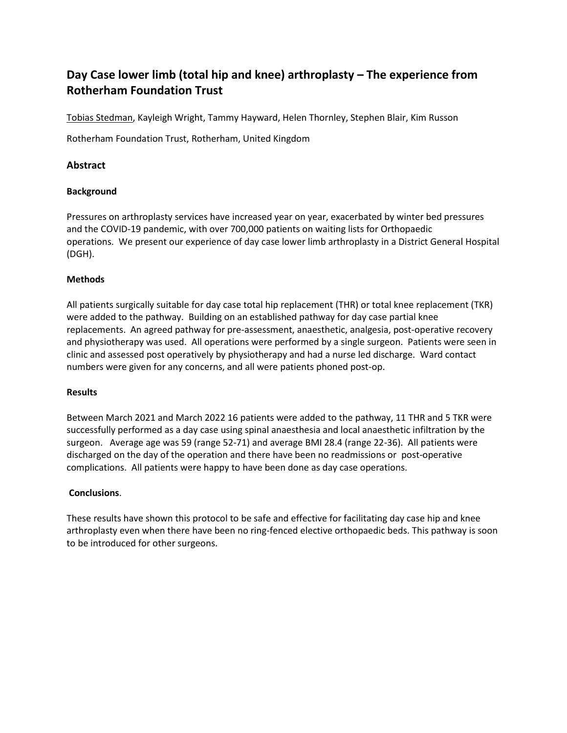# Day Case lower limb (total hip and knee) arthroplasty – The experience from Rotherham Foundation Trust

Tobias Stedman, Kayleigh Wright, Tammy Hayward, Helen Thornley, Stephen Blair, Kim Russon

Rotherham Foundation Trust, Rotherham, United Kingdom

## Abstract

### Background

Pressures on arthroplasty services have increased year on year, exacerbated by winter bed pressures and the COVID-19 pandemic, with over 700,000 patients on waiting lists for Orthopaedic operations. We present our experience of day case lower limb arthroplasty in a District General Hospital (DGH).

### Methods

All patients surgically suitable for day case total hip replacement (THR) or total knee replacement (TKR) were added to the pathway. Building on an established pathway for day case partial knee replacements. An agreed pathway for pre-assessment, anaesthetic, analgesia, post-operative recovery and physiotherapy was used. All operations were performed by a single surgeon. Patients were seen in clinic and assessed post operatively by physiotherapy and had a nurse led discharge. Ward contact numbers were given for any concerns, and all were patients phoned post-op.

### Results

Between March 2021 and March 2022 16 patients were added to the pathway, 11 THR and 5 TKR were successfully performed as a day case using spinal anaesthesia and local anaesthetic infiltration by the surgeon. Average age was 59 (range 52-71) and average BMI 28.4 (range 22-36). All patients were discharged on the day of the operation and there have been no readmissions or post-operative complications. All patients were happy to have been done as day case operations.

### Conclusions.

These results have shown this protocol to be safe and effective for facilitating day case hip and knee arthroplasty even when there have been no ring-fenced elective orthopaedic beds. This pathway is soon to be introduced for other surgeons.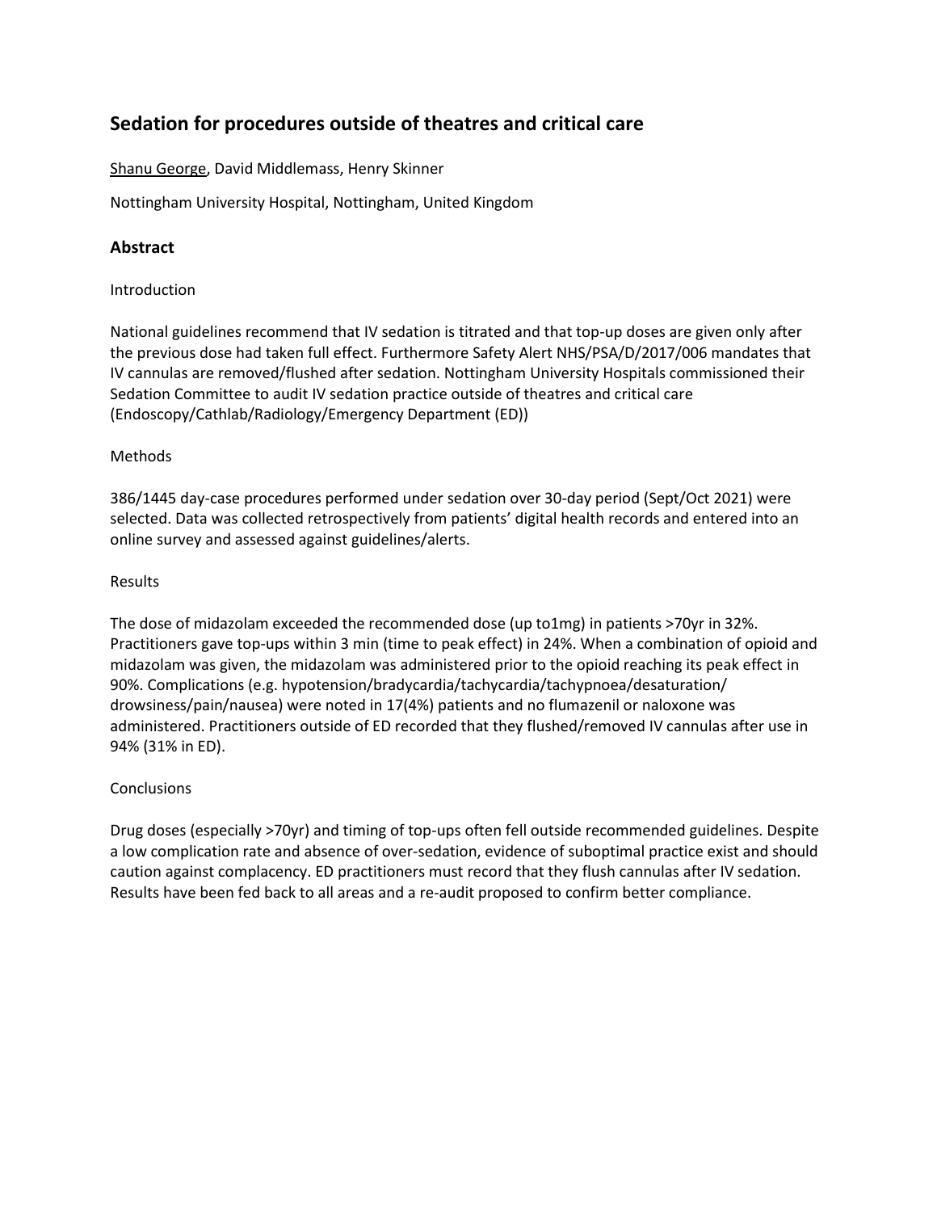## Sedation for procedures outside of theatres and critical care

Shanu George, David Middlemass, Henry Skinner

Nottingham University Hospital, Nottingham, United Kingdom

### Abstract

Introduction

National guidelines recommend that IV sedation is titrated and that top-up doses are given only after the previous dose had taken full effect. Furthermore Safety Alert NHS/PSA/D/2017/006 mandates that IV cannulas are removed/flushed after sedation. Nottingham University Hospitals commissioned their Sedation Committee to audit IV sedation practice outside of theatres and critical care (Endoscopy/Cathlab/Radiology/Emergency Department (ED))

Methods

386/1445 day-case procedures performed under sedation over 30-day period (Sept/Oct 2021) were selected. Data was collected retrospectively from patients' digital health records and entered into an online survey and assessed against guidelines/alerts.

Results

The dose of midazolam exceeded the recommended dose (up to1mg) in patients >70yr in 32%. Practitioners gave top-ups within 3 min (time to peak effect) in 24%. When a combination of opioid and midazolam was given, the midazolam was administered prior to the opioid reaching its peak effect in 90%. Complications (e.g. hypotension/bradycardia/tachycardia/tachypnoea/desaturation/ drowsiness/pain/nausea) were noted in 17(4%) patients and no flumazenil or naloxone was administered. Practitioners outside of ED recorded that they flushed/removed IV cannulas after use in 94% (31% in ED).

Conclusions

Drug doses (especially >70yr) and timing of top-ups often fell outside recommended guidelines. Despite a low complication rate and absence of over-sedation, evidence of suboptimal practice exist and should caution against complacency. ED practitioners must record that they flush cannulas after IV sedation. Results have been fed back to all areas and a re-audit proposed to confirm better compliance.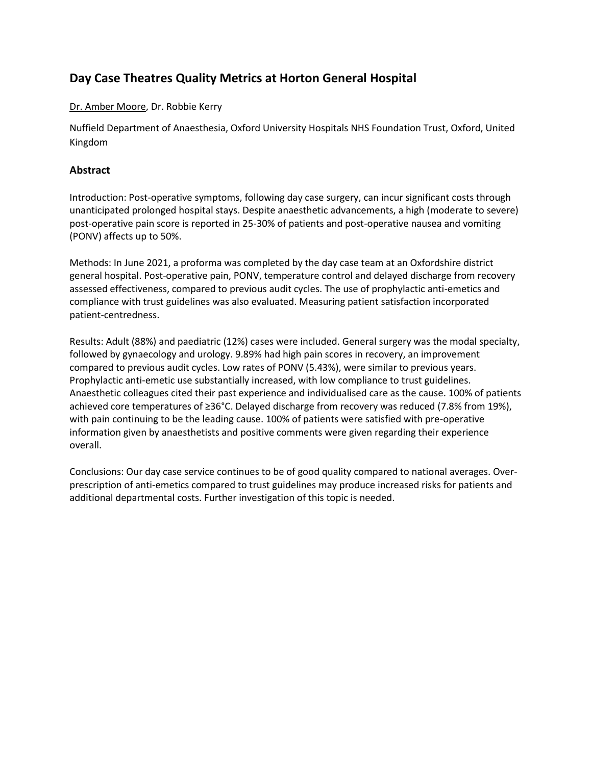## Day Case Theatres Quality Metrics at Horton General Hospital

Dr. Amber Moore, Dr. Robbie Kerry

Nuffield Department of Anaesthesia, Oxford University Hospitals NHS Foundation Trust, Oxford, United Kingdom

### Abstract

Introduction: Post-operative symptoms, following day case surgery, can incur significant costs through unanticipated prolonged hospital stays. Despite anaesthetic advancements, a high (moderate to severe) post-operative pain score is reported in 25-30% of patients and post-operative nausea and vomiting (PONV) affects up to 50%.

Methods: In June 2021, a proforma was completed by the day case team at an Oxfordshire district general hospital. Post-operative pain, PONV, temperature control and delayed discharge from recovery assessed effectiveness, compared to previous audit cycles. The use of prophylactic anti-emetics and compliance with trust guidelines was also evaluated. Measuring patient satisfaction incorporated patient-centredness.

Results: Adult (88%) and paediatric (12%) cases were included. General surgery was the modal specialty, followed by gynaecology and urology. 9.89% had high pain scores in recovery, an improvement compared to previous audit cycles. Low rates of PONV (5.43%), were similar to previous years. Prophylactic anti-emetic use substantially increased, with low compliance to trust guidelines. Anaesthetic colleagues cited their past experience and individualised care as the cause. 100% of patients achieved core temperatures of ≥36°C. Delayed discharge from recovery was reduced (7.8% from 19%), with pain continuing to be the leading cause. 100% of patients were satisfied with pre-operative information given by anaesthetists and positive comments were given regarding their experience overall.

Conclusions: Our day case service continues to be of good quality compared to national averages. Over-prescription of anti-emetics compared to trust guidelines may produce increased risks for patients and additional departmental costs. Further investigation of this topic is needed.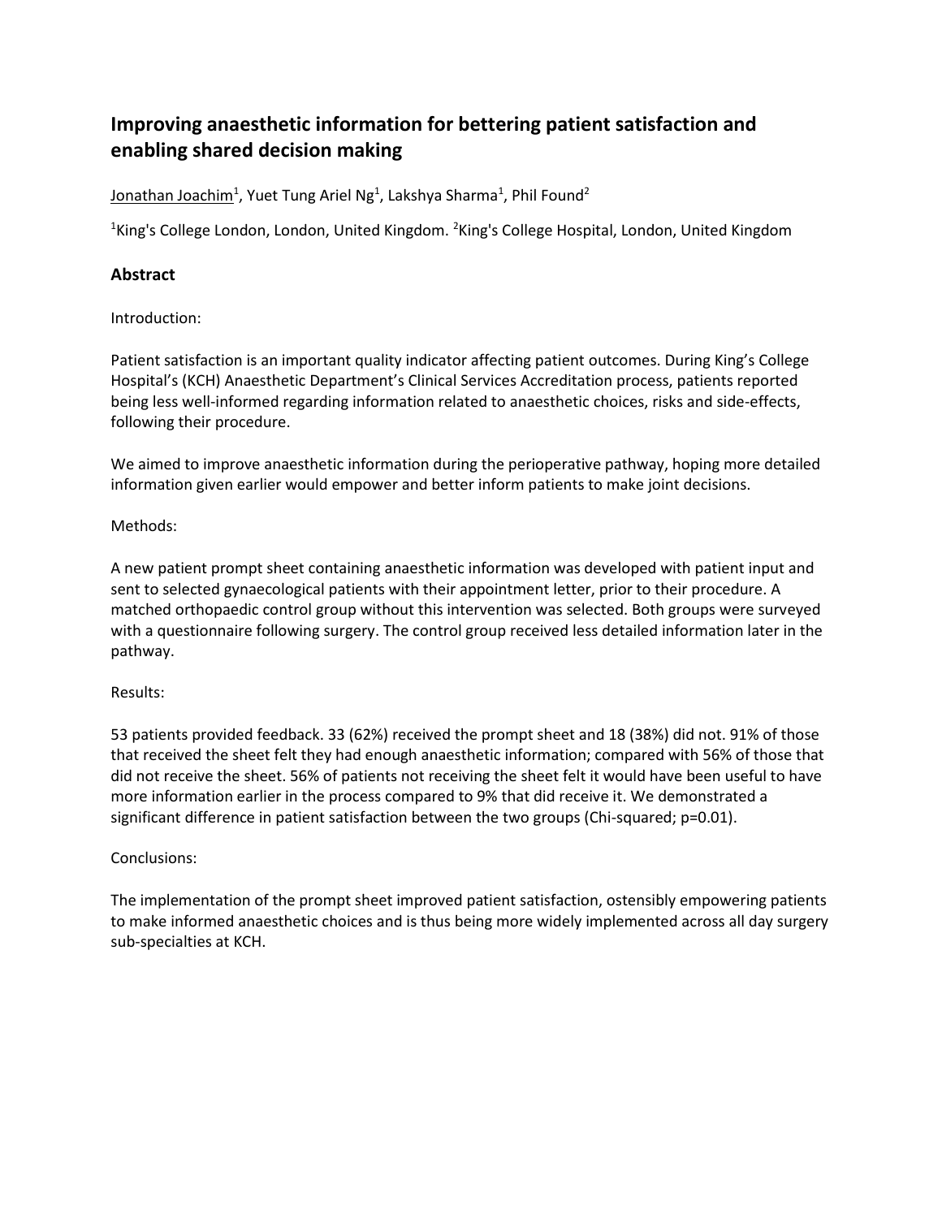## Improving anaesthetic information for bettering patient satisfaction and enabling shared decision making

Jonathan Joachim[1], Yuet Tung Ariel Ng[1], Lakshya Sharma[1], Phil Found[2]

[1]King's College London, London, United Kingdom. [2]King's College Hospital, London, United Kingdom

### Abstract

Introduction:

Patient satisfaction is an important quality indicator affecting patient outcomes. During King's College Hospital's (KCH) Anaesthetic Department's Clinical Services Accreditation process, patients reported being less well-informed regarding information related to anaesthetic choices, risks and side-effects, following their procedure.

We aimed to improve anaesthetic information during the perioperative pathway, hoping more detailed information given earlier would empower and better inform patients to make joint decisions.

Methods:

A new patient prompt sheet containing anaesthetic information was developed with patient input and sent to selected gynaecological patients with their appointment letter, prior to their procedure. A matched orthopaedic control group without this intervention was selected. Both groups were surveyed with a questionnaire following surgery. The control group received less detailed information later in the pathway.

Results:

53 patients provided feedback. 33 (62%) received the prompt sheet and 18 (38%) did not. 91% of those that received the sheet felt they had enough anaesthetic information; compared with 56% of those that did not receive the sheet. 56% of patients not receiving the sheet felt it would have been useful to have more information earlier in the process compared to 9% that did receive it. We demonstrated a significant difference in patient satisfaction between the two groups (Chi-squared; $p=0.01$).

Conclusions:

The implementation of the prompt sheet improved patient satisfaction, ostensibly empowering patients to make informed anaesthetic choices and is thus being more widely implemented across all day surgery sub-specialties at KCH.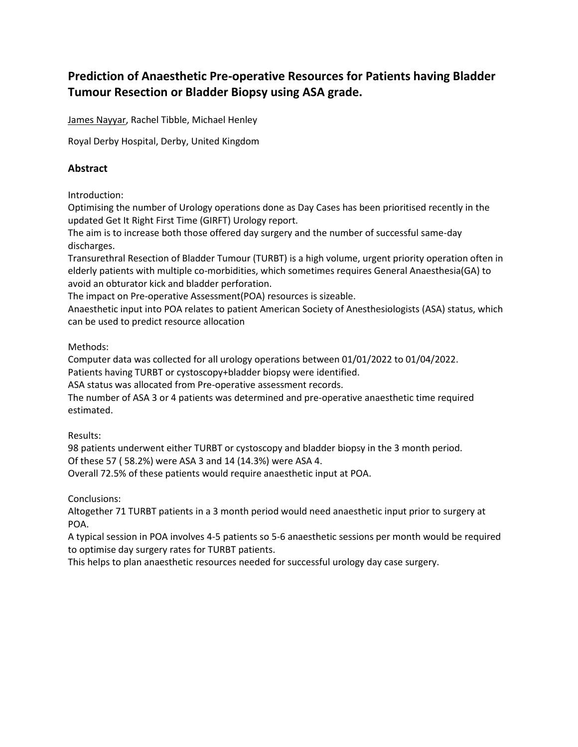## Prediction of Anaesthetic Pre-operative Resources for Patients having Bladder Tumour Resection or Bladder Biopsy using ASA grade.

James Nayyar, Rachel Tibble, Michael Henley

Royal Derby Hospital, Derby, United Kingdom

### Abstract

Introduction:

Optimising the number of Urology operations done as Day Cases has been prioritised recently in the updated Get It Right First Time (GIRFT) Urology report.

The aim is to increase both those offered day surgery and the number of successful same-day discharges.

Transurethral Resection of Bladder Tumour (TURBT) is a high volume, urgent priority operation often in elderly patients with multiple co-morbidities, which sometimes requires General Anaesthesia(GA) to avoid an obturator kick and bladder perforation.

The impact on Pre-operative Assessment(POA) resources is sizeable.

Anaesthetic input into POA relates to patient American Society of Anesthesiologists (ASA) status, which can be used to predict resource allocation

Methods:

Computer data was collected for all urology operations between 01/01/2022 to 01/04/2022.

Patients having TURBT or cystoscopy+bladder biopsy were identified.

ASA status was allocated from Pre-operative assessment records.

The number of ASA 3 or 4 patients was determined and pre-operative anaesthetic time required estimated.

Results:

98 patients underwent either TURBT or cystoscopy and bladder biopsy in the 3 month period.

Of these 57 ( 58.2%) were ASA 3 and 14 (14.3%) were ASA 4.

Overall 72.5% of these patients would require anaesthetic input at POA.

Conclusions:

Altogether 71 TURBT patients in a 3 month period would need anaesthetic input prior to surgery at POA.

A typical session in POA involves 4-5 patients so 5-6 anaesthetic sessions per month would be required to optimise day surgery rates for TURBT patients.

This helps to plan anaesthetic resources needed for successful urology day case surgery.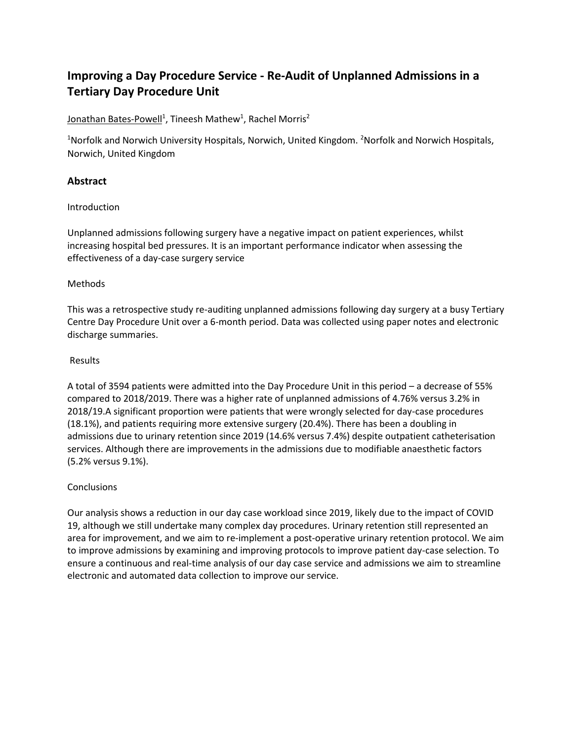## Improving a Day Procedure Service - Re-Audit of Unplanned Admissions in a Tertiary Day Procedure Unit

Jonathan Bates-Powell[1], Tineesh Mathew[1], Rachel Morris[2]

[1]Norfolk and Norwich University Hospitals, Norwich, United Kingdom. [2]Norfolk and Norwich Hospitals, Norwich, United Kingdom

### Abstract

Introduction

Unplanned admissions following surgery have a negative impact on patient experiences, whilst increasing hospital bed pressures. It is an important performance indicator when assessing the effectiveness of a day-case surgery service

Methods

This was a retrospective study re-auditing unplanned admissions following day surgery at a busy Tertiary Centre Day Procedure Unit over a 6-month period. Data was collected using paper notes and electronic discharge summaries.

Results

A total of 3594 patients were admitted into the Day Procedure Unit in this period – a decrease of 55% compared to 2018/2019. There was a higher rate of unplanned admissions of 4.76% versus 3.2% in 2018/19.A significant proportion were patients that were wrongly selected for day-case procedures (18.1%), and patients requiring more extensive surgery (20.4%). There has been a doubling in admissions due to urinary retention since 2019 (14.6% versus 7.4%) despite outpatient catheterisation services. Although there are improvements in the admissions due to modifiable anaesthetic factors (5.2% versus 9.1%).

Conclusions

Our analysis shows a reduction in our day case workload since 2019, likely due to the impact of COVID 19, although we still undertake many complex day procedures. Urinary retention still represented an area for improvement, and we aim to re-implement a post-operative urinary retention protocol. We aim to improve admissions by examining and improving protocols to improve patient day-case selection. To ensure a continuous and real-time analysis of our day case service and admissions we aim to streamline electronic and automated data collection to improve our service.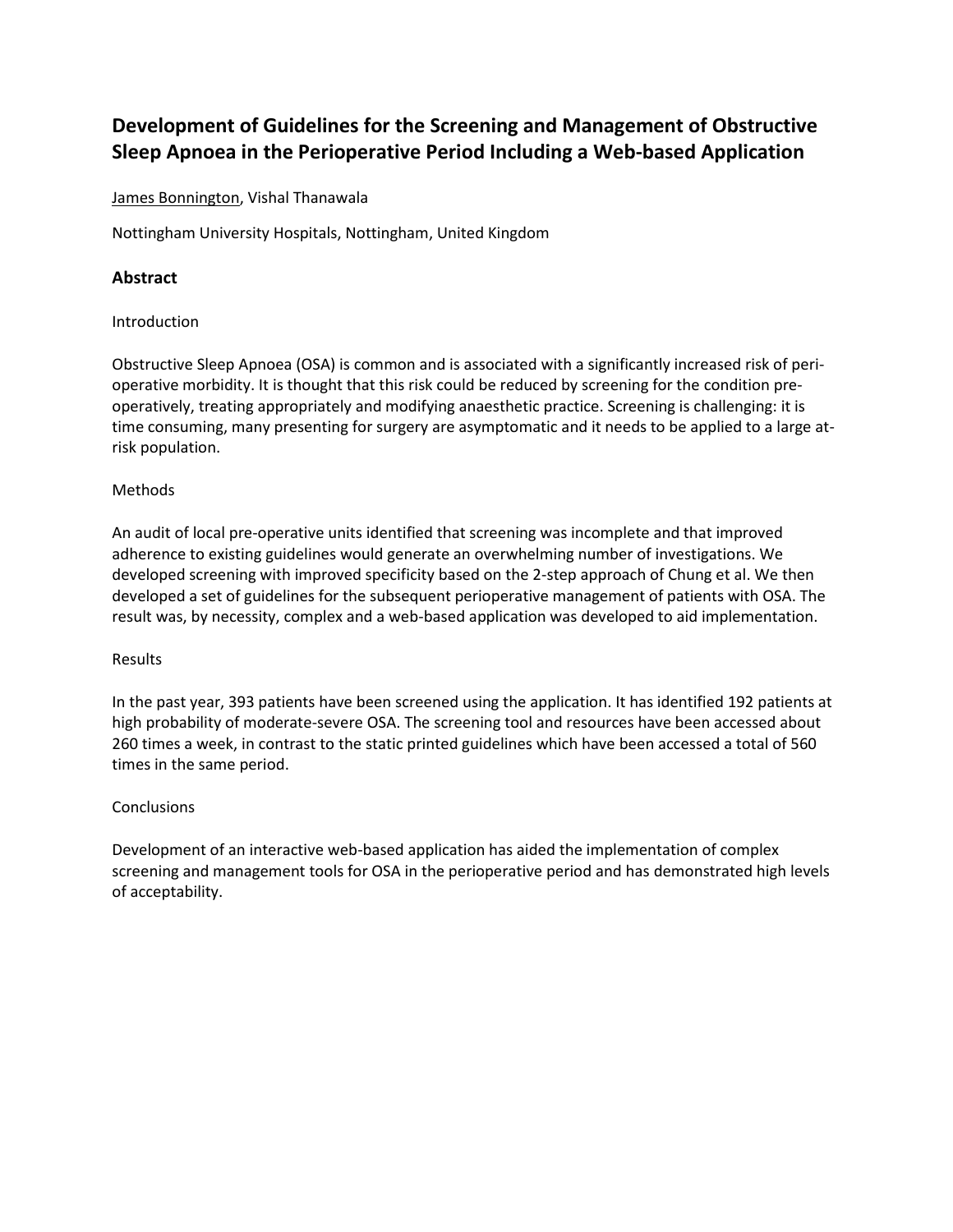## Development of Guidelines for the Screening and Management of Obstructive Sleep Apnoea in the Perioperative Period Including a Web-based Application

<u>James Bonnington</u>, Vishal Thanawala

Nottingham University Hospitals, Nottingham, United Kingdom

### Abstract

Introduction

Obstructive Sleep Apnoea (OSA) is common and is associated with a significantly increased risk of peri-operative morbidity. It is thought that this risk could be reduced by screening for the condition pre-operatively, treating appropriately and modifying anaesthetic practice. Screening is challenging: it is time consuming, many presenting for surgery are asymptomatic and it needs to be applied to a large at-risk population.

Methods

An audit of local pre-operative units identified that screening was incomplete and that improved adherence to existing guidelines would generate an overwhelming number of investigations. We developed screening with improved specificity based on the 2-step approach of Chung et al. We then developed a set of guidelines for the subsequent perioperative management of patients with OSA. The result was, by necessity, complex and a web-based application was developed to aid implementation.

Results

In the past year, 393 patients have been screened using the application. It has identified 192 patients at high probability of moderate-severe OSA. The screening tool and resources have been accessed about 260 times a week, in contrast to the static printed guidelines which have been accessed a total of 560 times in the same period.

Conclusions

Development of an interactive web-based application has aided the implementation of complex screening and management tools for OSA in the perioperative period and has demonstrated high levels of acceptability.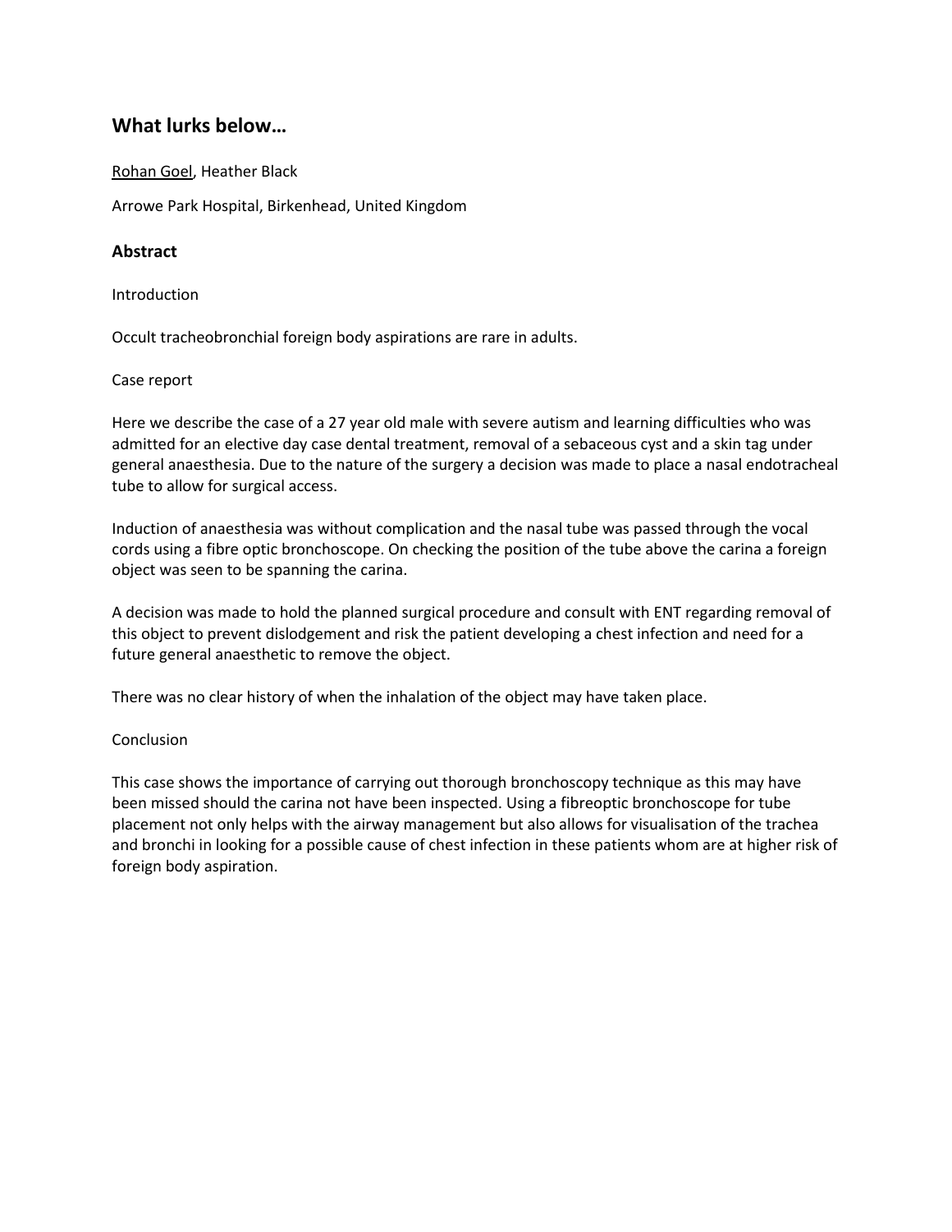## What lurks below…

Rohan Goel, Heather Black

Arrowe Park Hospital, Birkenhead, United Kingdom

### Abstract

Introduction

Occult tracheobronchial foreign body aspirations are rare in adults.

Case report

Here we describe the case of a 27 year old male with severe autism and learning difficulties who was admitted for an elective day case dental treatment, removal of a sebaceous cyst and a skin tag under general anaesthesia. Due to the nature of the surgery a decision was made to place a nasal endotracheal tube to allow for surgical access.

Induction of anaesthesia was without complication and the nasal tube was passed through the vocal cords using a fibre optic bronchoscope. On checking the position of the tube above the carina a foreign object was seen to be spanning the carina.

A decision was made to hold the planned surgical procedure and consult with ENT regarding removal of this object to prevent dislodgement and risk the patient developing a chest infection and need for a future general anaesthetic to remove the object.

There was no clear history of when the inhalation of the object may have taken place.

Conclusion

This case shows the importance of carrying out thorough bronchoscopy technique as this may have been missed should the carina not have been inspected. Using a fibreoptic bronchoscope for tube placement not only helps with the airway management but also allows for visualisation of the trachea and bronchi in looking for a possible cause of chest infection in these patients whom are at higher risk of foreign body aspiration.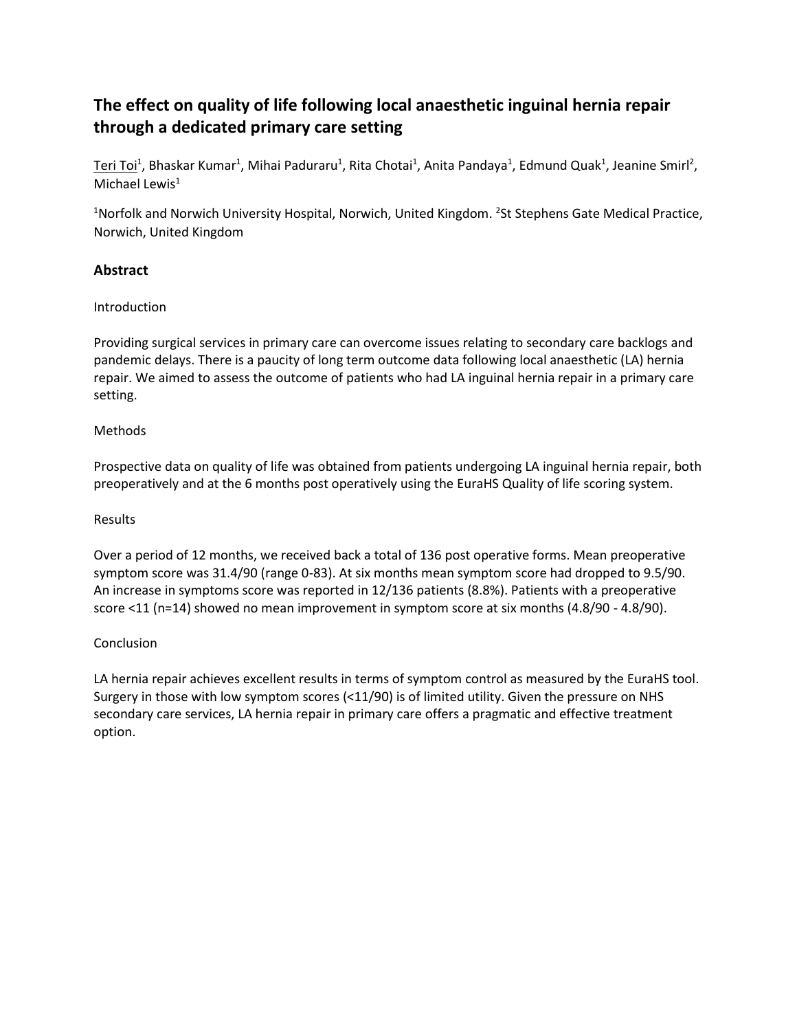## The effect on quality of life following local anaesthetic inguinal hernia repair through a dedicated primary care setting

Teri Toi[1], Bhaskar Kumar[1], Mihai Paduraru[1], Rita Chotai[1], Anita Pandaya[1], Edmund Quak[1], Jeanine Smirl[2], Michael Lewis[1]

[1]Norfolk and Norwich University Hospital, Norwich, United Kingdom. [2]St Stephens Gate Medical Practice, Norwich, United Kingdom

### Abstract

Introduction

Providing surgical services in primary care can overcome issues relating to secondary care backlogs and pandemic delays. There is a paucity of long term outcome data following local anaesthetic (LA) hernia repair. We aimed to assess the outcome of patients who had LA inguinal hernia repair in a primary care setting.

Methods

Prospective data on quality of life was obtained from patients undergoing LA inguinal hernia repair, both preoperatively and at the 6 months post operatively using the EuraHS Quality of life scoring system.

Results

Over a period of 12 months, we received back a total of 136 post operative forms. Mean preoperative symptom score was 31.4/90 (range 0-83). At six months mean symptom score had dropped to 9.5/90. An increase in symptoms score was reported in 12/136 patients (8.8%). Patients with a preoperative score <11 (n=14) showed no mean improvement in symptom score at six months (4.8/90 - 4.8/90).

Conclusion

LA hernia repair achieves excellent results in terms of symptom control as measured by the EuraHS tool. Surgery in those with low symptom scores (<11/90) is of limited utility. Given the pressure on NHS secondary care services, LA hernia repair in primary care offers a pragmatic and effective treatment option.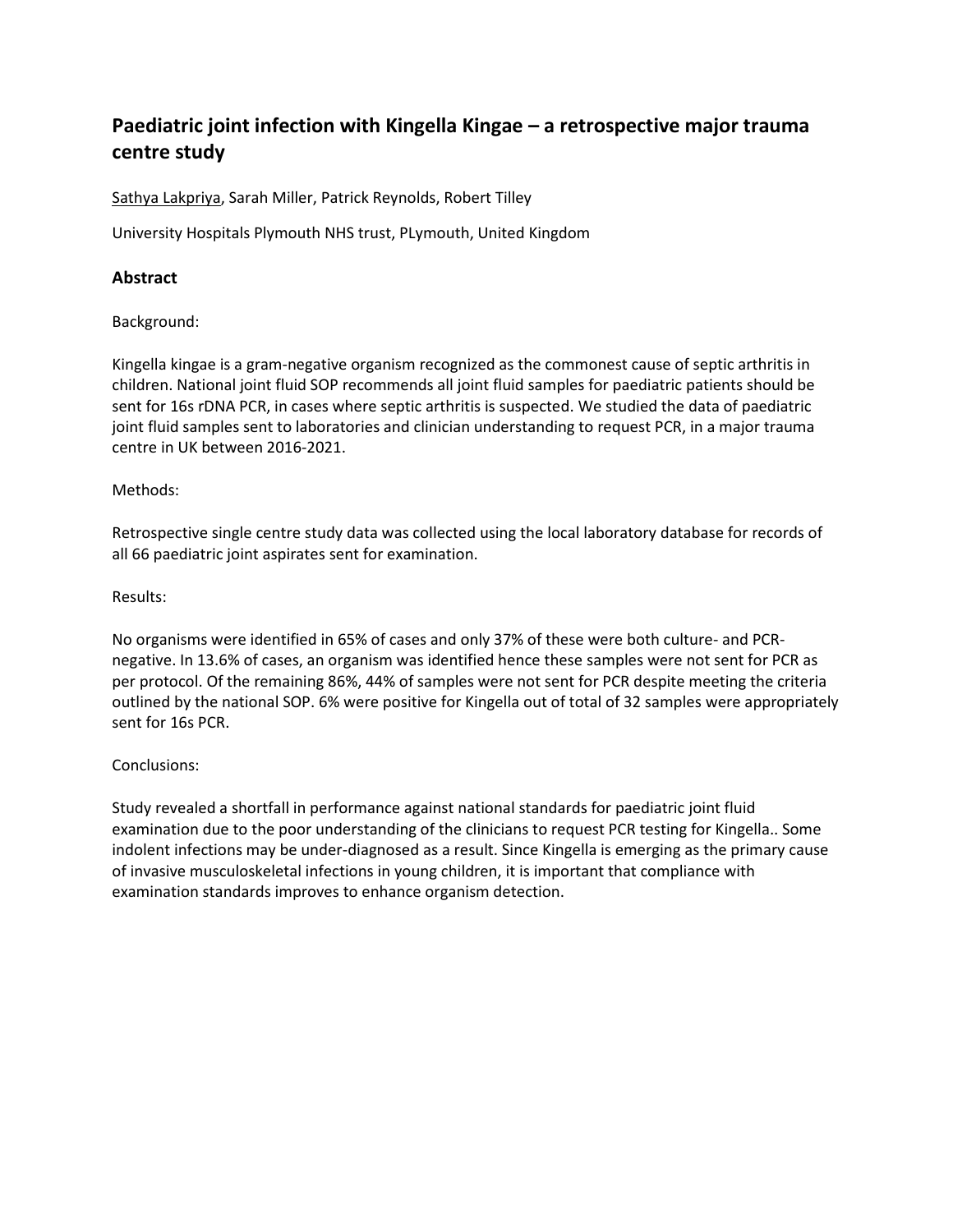## Paediatric joint infection with Kingella Kingae – a retrospective major trauma centre study

Sathya Lakpriya, Sarah Miller, Patrick Reynolds, Robert Tilley

University Hospitals Plymouth NHS trust, PLymouth, United Kingdom

### Abstract

Background:

Kingella kingae is a gram-negative organism recognized as the commonest cause of septic arthritis in children. National joint fluid SOP recommends all joint fluid samples for paediatric patients should be sent for 16s rDNA PCR, in cases where septic arthritis is suspected. We studied the data of paediatric joint fluid samples sent to laboratories and clinician understanding to request PCR, in a major trauma centre in UK between 2016-2021.

Methods:

Retrospective single centre study data was collected using the local laboratory database for records of all 66 paediatric joint aspirates sent for examination.

Results:

No organisms were identified in 65% of cases and only 37% of these were both culture- and PCR-negative. In 13.6% of cases, an organism was identified hence these samples were not sent for PCR as per protocol. Of the remaining 86%, 44% of samples were not sent for PCR despite meeting the criteria outlined by the national SOP. 6% were positive for Kingella out of total of 32 samples were appropriately sent for 16s PCR.

Conclusions:

Study revealed a shortfall in performance against national standards for paediatric joint fluid examination due to the poor understanding of the clinicians to request PCR testing for Kingella.. Some indolent infections may be under-diagnosed as a result. Since Kingella is emerging as the primary cause of invasive musculoskeletal infections in young children, it is important that compliance with examination standards improves to enhance organism detection.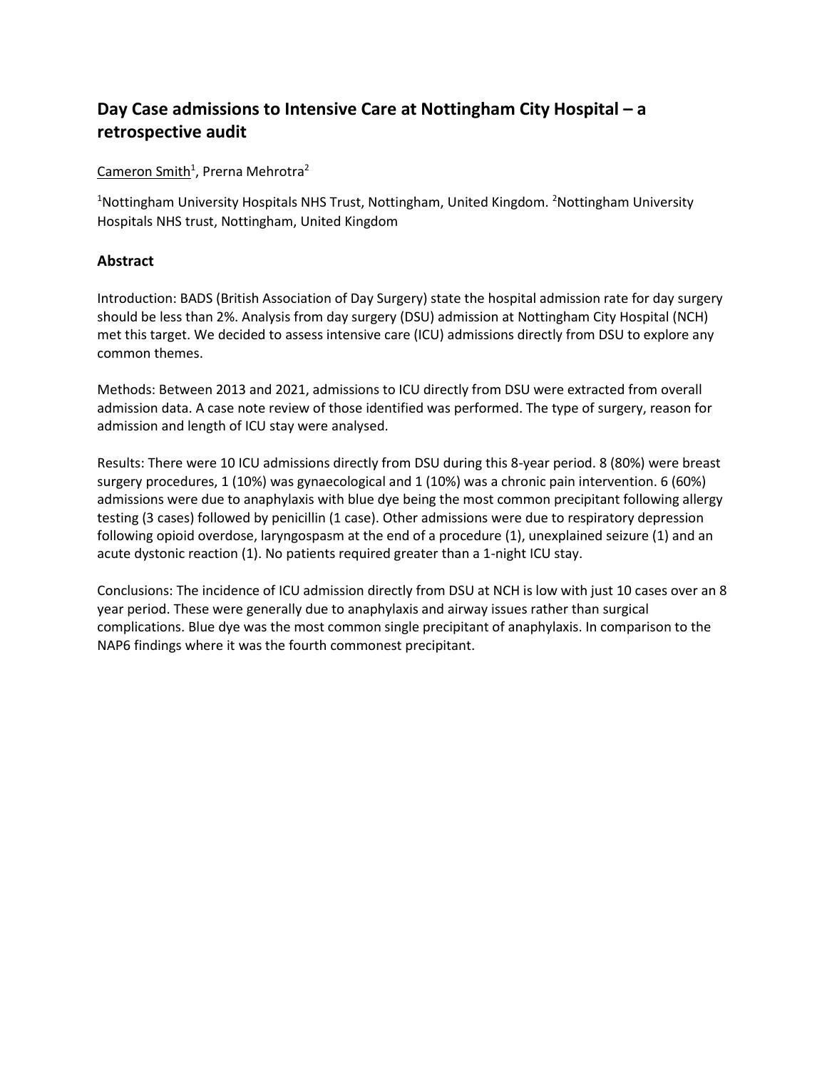## Day Case admissions to Intensive Care at Nottingham City Hospital – a retrospective audit

Cameron Smith[1], Prerna Mehrotra[2]

[1]Nottingham University Hospitals NHS Trust, Nottingham, United Kingdom. [2]Nottingham University Hospitals NHS trust, Nottingham, United Kingdom

### Abstract

Introduction: BADS (British Association of Day Surgery) state the hospital admission rate for day surgery should be less than 2%. Analysis from day surgery (DSU) admission at Nottingham City Hospital (NCH) met this target. We decided to assess intensive care (ICU) admissions directly from DSU to explore any common themes.

Methods: Between 2013 and 2021, admissions to ICU directly from DSU were extracted from overall admission data. A case note review of those identified was performed. The type of surgery, reason for admission and length of ICU stay were analysed.

Results: There were 10 ICU admissions directly from DSU during this 8-year period. 8 (80%) were breast surgery procedures, 1 (10%) was gynaecological and 1 (10%) was a chronic pain intervention. 6 (60%) admissions were due to anaphylaxis with blue dye being the most common precipitant following allergy testing (3 cases) followed by penicillin (1 case). Other admissions were due to respiratory depression following opioid overdose, laryngospasm at the end of a procedure (1), unexplained seizure (1) and an acute dystonic reaction (1). No patients required greater than a 1-night ICU stay.

Conclusions: The incidence of ICU admission directly from DSU at NCH is low with just 10 cases over an 8 year period. These were generally due to anaphylaxis and airway issues rather than surgical complications. Blue dye was the most common single precipitant of anaphylaxis. In comparison to the NAP6 findings where it was the fourth commonest precipitant.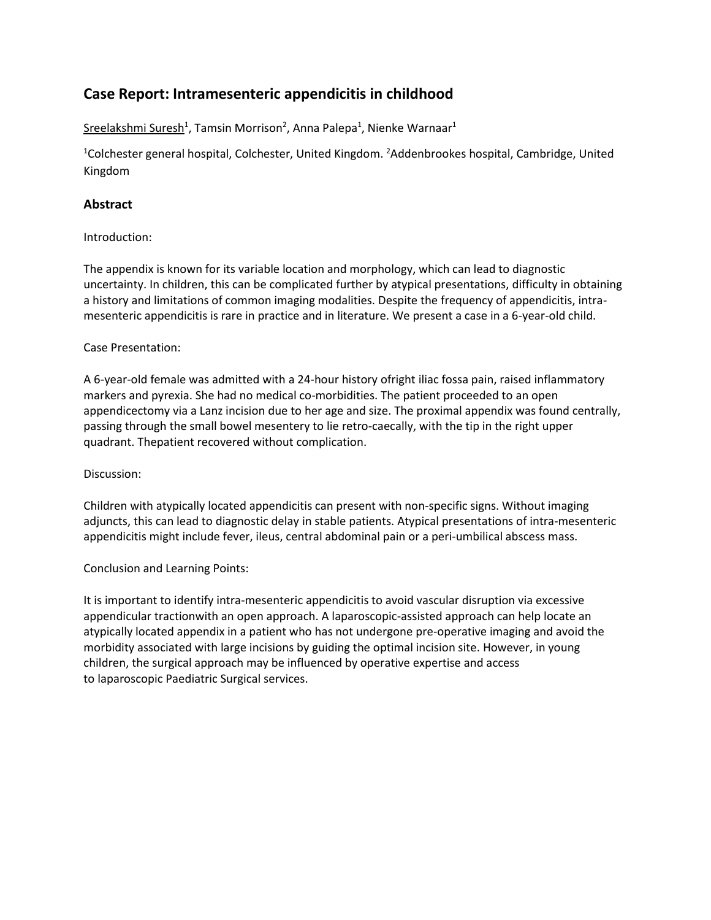## Case Report: Intramesenteric appendicitis in childhood

Sreelakshmi Suresh[1], Tamsin Morrison[2], Anna Palepa[1], Nienke Warnaar[1]

[1]Colchester general hospital, Colchester, United Kingdom. [2]Addenbrookes hospital, Cambridge, United Kingdom

### Abstract

Introduction:

The appendix is known for its variable location and morphology, which can lead to diagnostic uncertainty. In children, this can be complicated further by atypical presentations, difficulty in obtaining a history and limitations of common imaging modalities. Despite the frequency of appendicitis, intra-mesenteric appendicitis is rare in practice and in literature. We present a case in a 6-year-old child.

Case Presentation:

A 6-year-old female was admitted with a 24-hour history ofright iliac fossa pain, raised inflammatory markers and pyrexia. She had no medical co-morbidities. The patient proceeded to an open appendicectomy via a Lanz incision due to her age and size. The proximal appendix was found centrally, passing through the small bowel mesentery to lie retro-caecally, with the tip in the right upper quadrant. Thepatient recovered without complication.

Discussion:

Children with atypically located appendicitis can present with non-specific signs. Without imaging adjuncts, this can lead to diagnostic delay in stable patients. Atypical presentations of intra-mesenteric appendicitis might include fever, ileus, central abdominal pain or a peri-umbilical abscess mass.

Conclusion and Learning Points:

It is important to identify intra-mesenteric appendicitis to avoid vascular disruption via excessive appendicular tractionwith an open approach. A laparoscopic-assisted approach can help locate an atypically located appendix in a patient who has not undergone pre-operative imaging and avoid the morbidity associated with large incisions by guiding the optimal incision site. However, in young children, the surgical approach may be influenced by operative expertise and access to laparoscopic Paediatric Surgical services.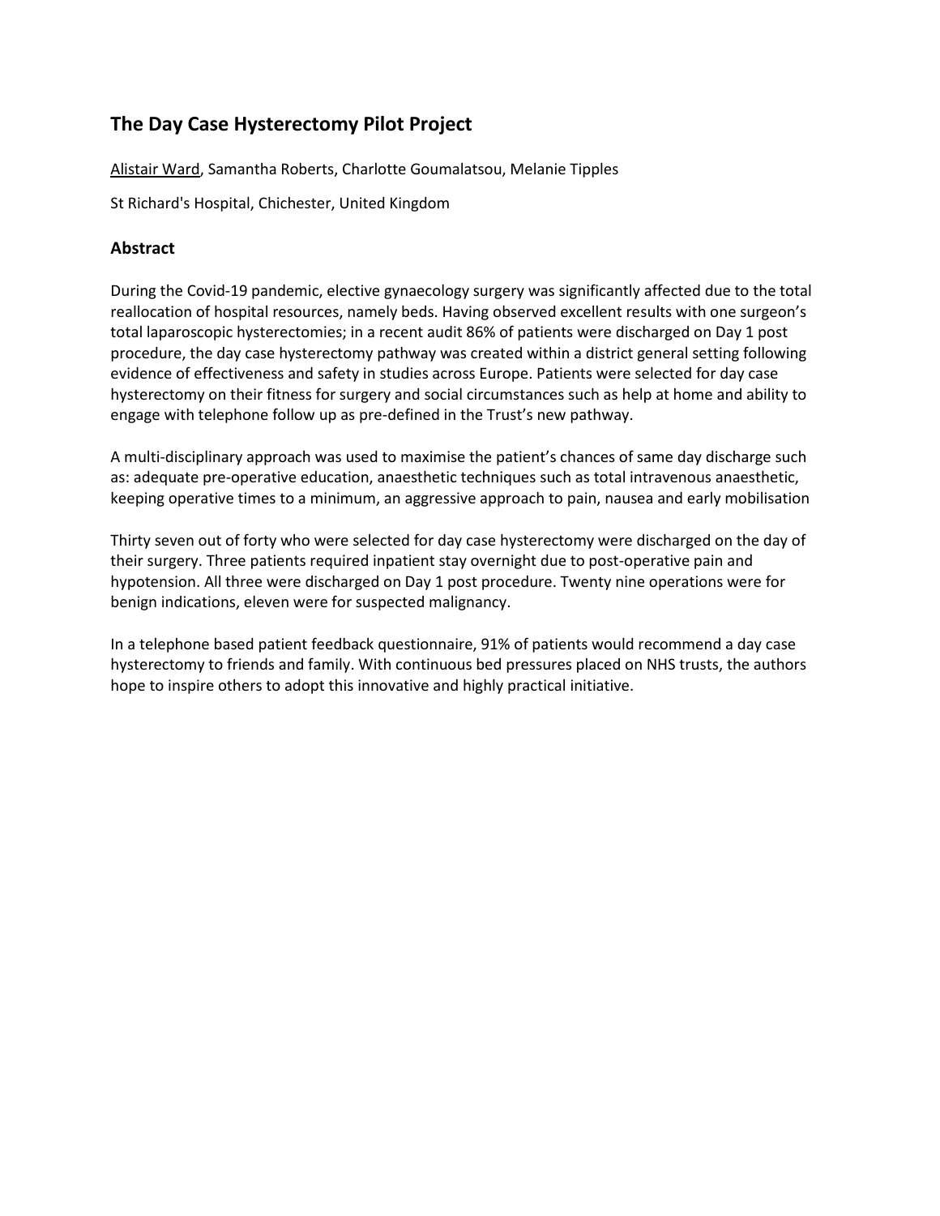## The Day Case Hysterectomy Pilot Project

Alistair Ward, Samantha Roberts, Charlotte Goumalatsou, Melanie Tipples

St Richard's Hospital, Chichester, United Kingdom

### Abstract

During the Covid-19 pandemic, elective gynaecology surgery was significantly affected due to the total reallocation of hospital resources, namely beds. Having observed excellent results with one surgeon's total laparoscopic hysterectomies; in a recent audit 86% of patients were discharged on Day 1 post procedure, the day case hysterectomy pathway was created within a district general setting following evidence of effectiveness and safety in studies across Europe. Patients were selected for day case hysterectomy on their fitness for surgery and social circumstances such as help at home and ability to engage with telephone follow up as pre-defined in the Trust's new pathway.

A multi-disciplinary approach was used to maximise the patient's chances of same day discharge such as: adequate pre-operative education, anaesthetic techniques such as total intravenous anaesthetic, keeping operative times to a minimum, an aggressive approach to pain, nausea and early mobilisation

Thirty seven out of forty who were selected for day case hysterectomy were discharged on the day of their surgery. Three patients required inpatient stay overnight due to post-operative pain and hypotension. All three were discharged on Day 1 post procedure. Twenty nine operations were for benign indications, eleven were for suspected malignancy.

In a telephone based patient feedback questionnaire, 91% of patients would recommend a day case hysterectomy to friends and family. With continuous bed pressures placed on NHS trusts, the authors hope to inspire others to adopt this innovative and highly practical initiative.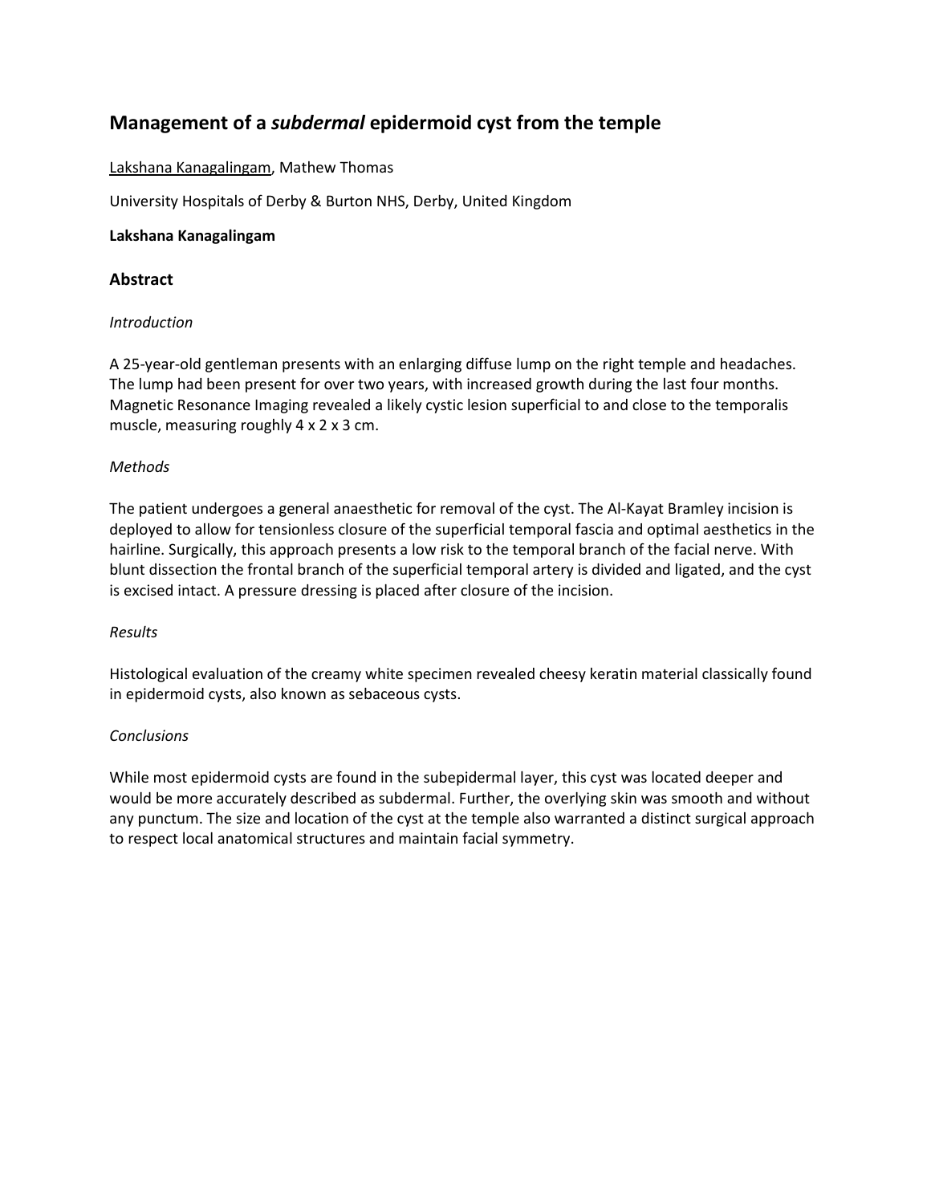# Management of a *subdermal* epidermoid cyst from the temple

<u>Lakshana Kanagalingam</u>, Mathew Thomas

University Hospitals of Derby & Burton NHS, Derby, United Kingdom

**Lakshana Kanagalingam**

## Abstract

*Introduction*

A 25-year-old gentleman presents with an enlarging diffuse lump on the right temple and headaches. The lump had been present for over two years, with increased growth during the last four months. Magnetic Resonance Imaging revealed a likely cystic lesion superficial to and close to the temporalis muscle, measuring roughly 4 x 2 x 3 cm.

*Methods*

The patient undergoes a general anaesthetic for removal of the cyst. The Al-Kayat Bramley incision is deployed to allow for tensionless closure of the superficial temporal fascia and optimal aesthetics in the hairline. Surgically, this approach presents a low risk to the temporal branch of the facial nerve. With blunt dissection the frontal branch of the superficial temporal artery is divided and ligated, and the cyst is excised intact. A pressure dressing is placed after closure of the incision.

*Results*

Histological evaluation of the creamy white specimen revealed cheesy keratin material classically found in epidermoid cysts, also known as sebaceous cysts.

*Conclusions*

While most epidermoid cysts are found in the subepidermal layer, this cyst was located deeper and would be more accurately described as subdermal. Further, the overlying skin was smooth and without any punctum. The size and location of the cyst at the temple also warranted a distinct surgical approach to respect local anatomical structures and maintain facial symmetry.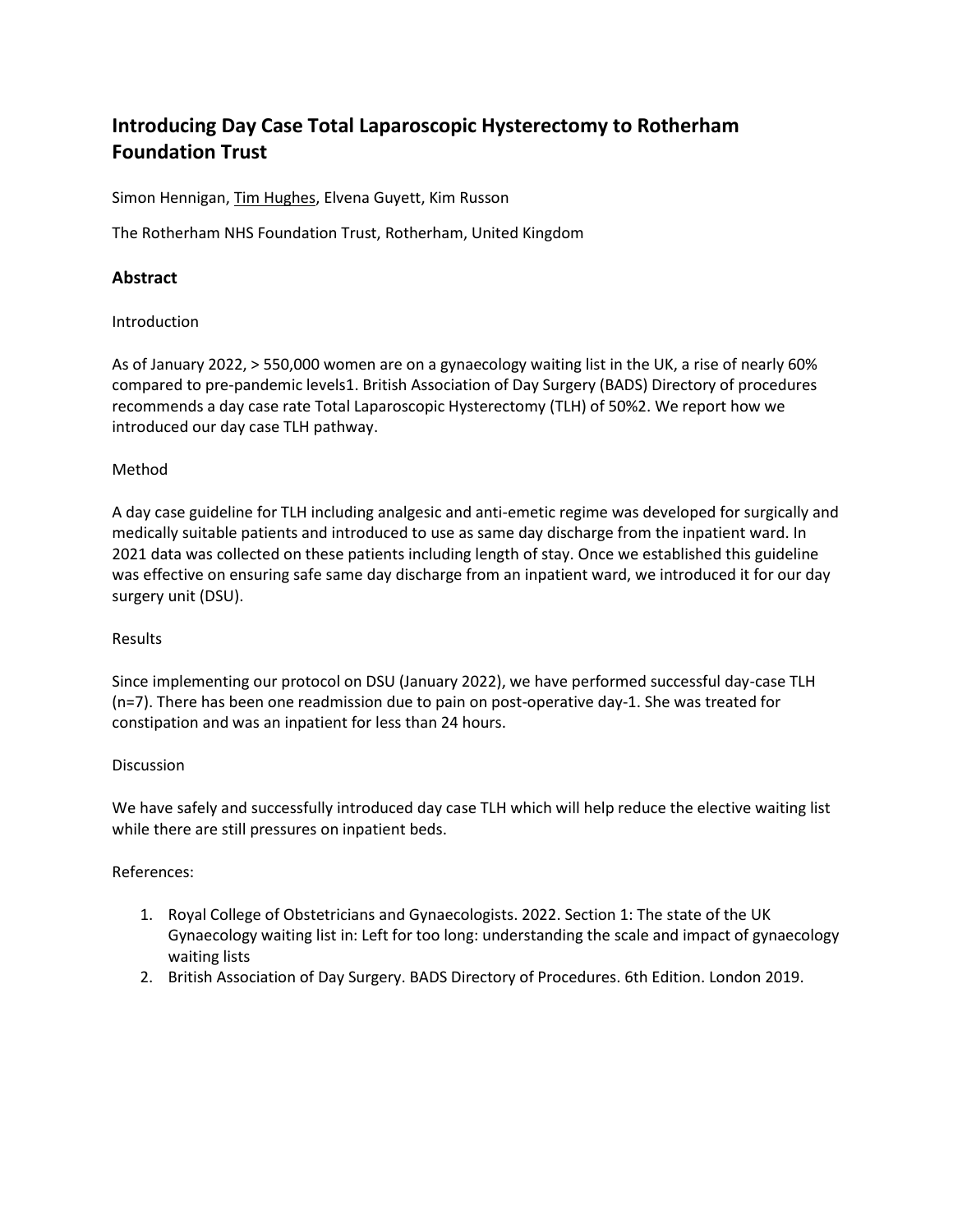# Introducing Day Case Total Laparoscopic Hysterectomy to Rotherham Foundation Trust

Simon Hennigan, Tim Hughes, Elvena Guyett, Kim Russon

The Rotherham NHS Foundation Trust, Rotherham, United Kingdom

## Abstract

Introduction

As of January 2022, > 550,000 women are on a gynaecology waiting list in the UK, a rise of nearly 60% compared to pre-pandemic levels[1]. British Association of Day Surgery (BADS) Directory of procedures recommends a day case rate Total Laparoscopic Hysterectomy (TLH) of 50%[2]. We report how we introduced our day case TLH pathway.

Method

A day case guideline for TLH including analgesic and anti-emetic regime was developed for surgically and medically suitable patients and introduced to use as same day discharge from the inpatient ward. In 2021 data was collected on these patients including length of stay. Once we established this guideline was effective on ensuring safe same day discharge from an inpatient ward, we introduced it for our day surgery unit (DSU).

Results

Since implementing our protocol on DSU (January 2022), we have performed successful day-case TLH (n=7). There has been one readmission due to pain on post-operative day-1. She was treated for constipation and was an inpatient for less than 24 hours.

Discussion

We have safely and successfully introduced day case TLH which will help reduce the elective waiting list while there are still pressures on inpatient beds.

References:

1. Royal College of Obstetricians and Gynaecologists. 2022. Section 1: The state of the UK Gynaecology waiting list in: Left for too long: understanding the scale and impact of gynaecology waiting lists
2. British Association of Day Surgery. BADS Directory of Procedures. 6th Edition. London 2019.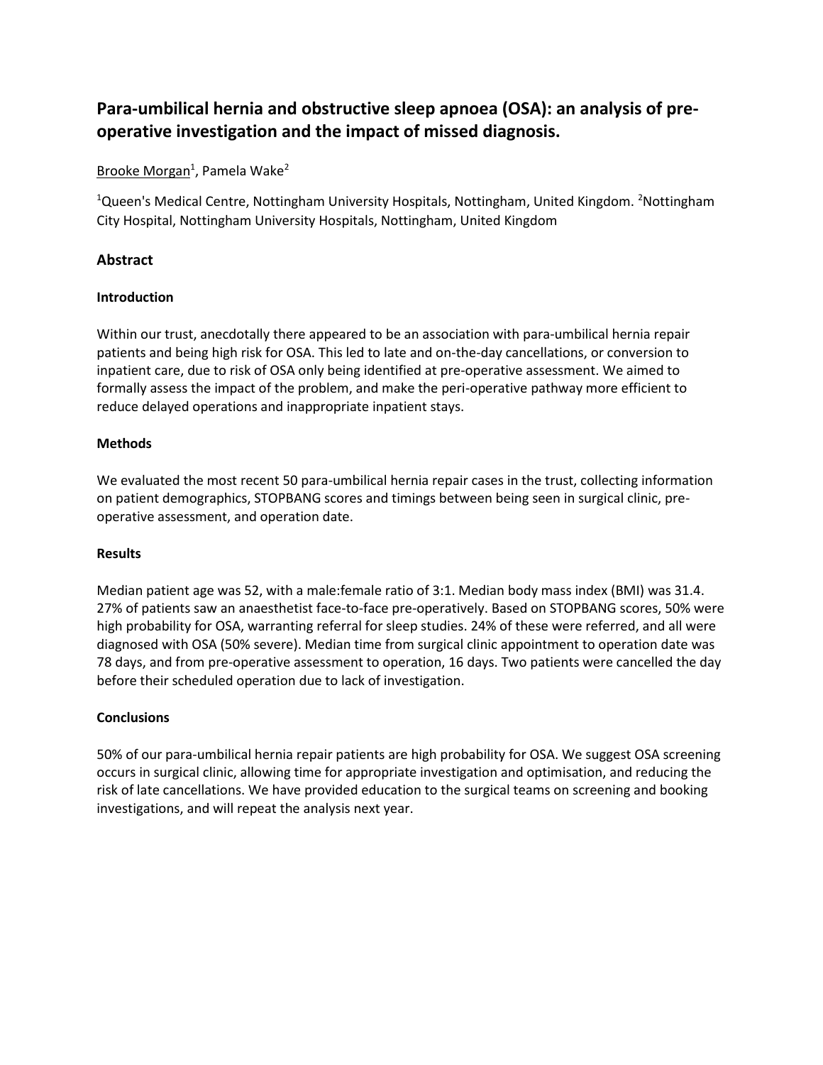## Para-umbilical hernia and obstructive sleep apnoea (OSA): an analysis of pre-operative investigation and the impact of missed diagnosis.

Brooke Morgan[1], Pamela Wake[2]

[1]Queen's Medical Centre, Nottingham University Hospitals, Nottingham, United Kingdom. [2]Nottingham City Hospital, Nottingham University Hospitals, Nottingham, United Kingdom

### Abstract

#### Introduction

Within our trust, anecdotally there appeared to be an association with para-umbilical hernia repair patients and being high risk for OSA. This led to late and on-the-day cancellations, or conversion to inpatient care, due to risk of OSA only being identified at pre-operative assessment. We aimed to formally assess the impact of the problem, and make the peri-operative pathway more efficient to reduce delayed operations and inappropriate inpatient stays.

#### Methods

We evaluated the most recent 50 para-umbilical hernia repair cases in the trust, collecting information on patient demographics, STOPBANG scores and timings between being seen in surgical clinic, pre-operative assessment, and operation date.

#### Results

Median patient age was 52, with a male:female ratio of 3:1. Median body mass index (BMI) was 31.4. 27% of patients saw an anaesthetist face-to-face pre-operatively. Based on STOPBANG scores, 50% were high probability for OSA, warranting referral for sleep studies. 24% of these were referred, and all were diagnosed with OSA (50% severe). Median time from surgical clinic appointment to operation date was 78 days, and from pre-operative assessment to operation, 16 days. Two patients were cancelled the day before their scheduled operation due to lack of investigation.

#### Conclusions

50% of our para-umbilical hernia repair patients are high probability for OSA. We suggest OSA screening occurs in surgical clinic, allowing time for appropriate investigation and optimisation, and reducing the risk of late cancellations. We have provided education to the surgical teams on screening and booking investigations, and will repeat the analysis next year.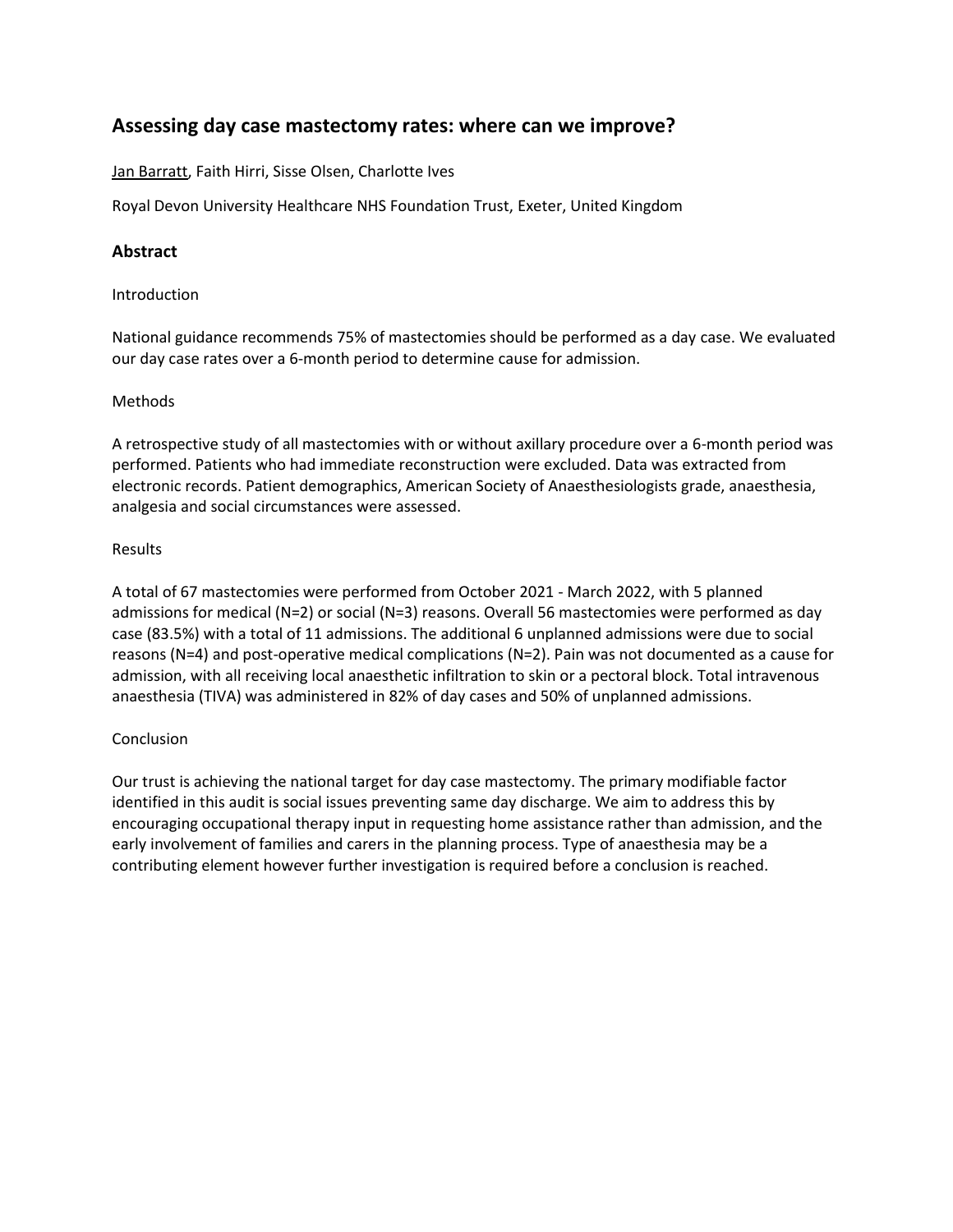## Assessing day case mastectomy rates: where can we improve?

Jan Barratt, Faith Hirri, Sisse Olsen, Charlotte Ives

Royal Devon University Healthcare NHS Foundation Trust, Exeter, United Kingdom

### Abstract

Introduction

National guidance recommends 75% of mastectomies should be performed as a day case. We evaluated our day case rates over a 6-month period to determine cause for admission.

Methods

A retrospective study of all mastectomies with or without axillary procedure over a 6-month period was performed. Patients who had immediate reconstruction were excluded. Data was extracted from electronic records. Patient demographics, American Society of Anaesthesiologists grade, anaesthesia, analgesia and social circumstances were assessed.

Results

A total of 67 mastectomies were performed from October 2021 - March 2022, with 5 planned admissions for medical (N=2) or social (N=3) reasons. Overall 56 mastectomies were performed as day case (83.5%) with a total of 11 admissions. The additional 6 unplanned admissions were due to social reasons (N=4) and post-operative medical complications (N=2). Pain was not documented as a cause for admission, with all receiving local anaesthetic infiltration to skin or a pectoral block. Total intravenous anaesthesia (TIVA) was administered in 82% of day cases and 50% of unplanned admissions.

Conclusion

Our trust is achieving the national target for day case mastectomy. The primary modifiable factor identified in this audit is social issues preventing same day discharge. We aim to address this by encouraging occupational therapy input in requesting home assistance rather than admission, and the early involvement of families and carers in the planning process. Type of anaesthesia may be a contributing element however further investigation is required before a conclusion is reached.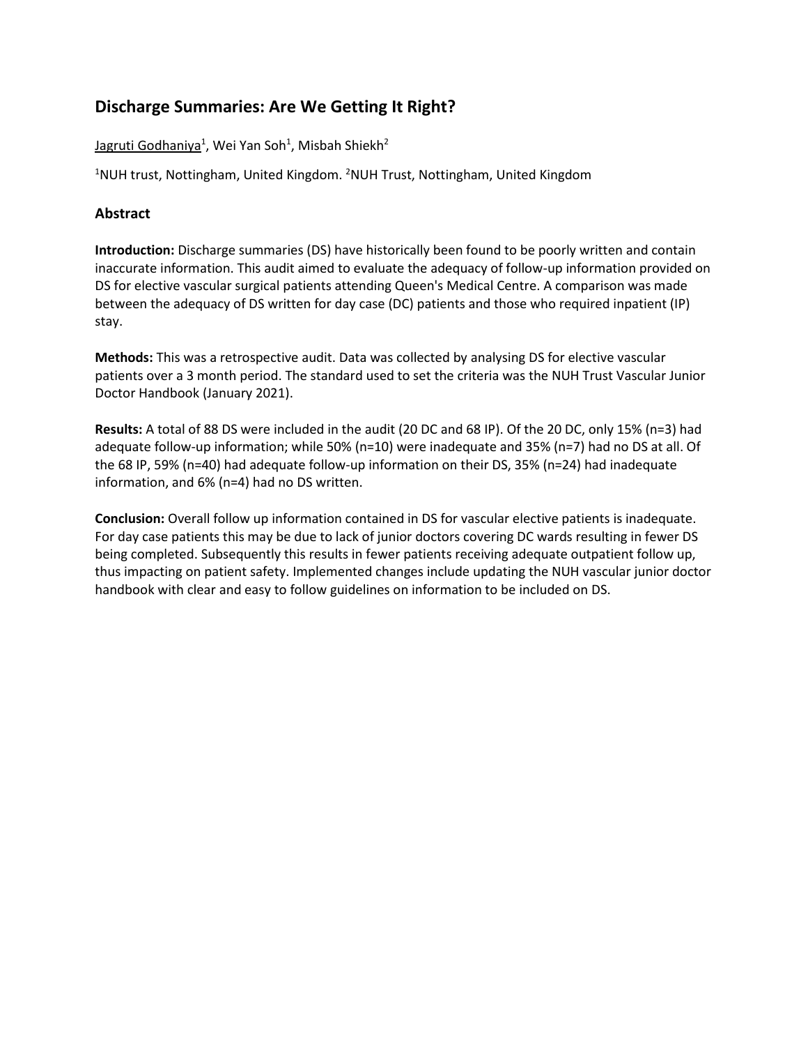## Discharge Summaries: Are We Getting It Right?

Jagruti Godhaniya[1], Wei Yan Soh[1], Misbah Shiekh[2]

[1]NUH trust, Nottingham, United Kingdom. [2]NUH Trust, Nottingham, United Kingdom

### Abstract

**Introduction:** Discharge summaries (DS) have historically been found to be poorly written and contain inaccurate information. This audit aimed to evaluate the adequacy of follow-up information provided on DS for elective vascular surgical patients attending Queen's Medical Centre. A comparison was made between the adequacy of DS written for day case (DC) patients and those who required inpatient (IP) stay.

**Methods:** This was a retrospective audit. Data was collected by analysing DS for elective vascular patients over a 3 month period. The standard used to set the criteria was the NUH Trust Vascular Junior Doctor Handbook (January 2021).

**Results:** A total of 88 DS were included in the audit (20 DC and 68 IP). Of the 20 DC, only 15% (n=3) had adequate follow-up information; while 50% (n=10) were inadequate and 35% (n=7) had no DS at all. Of the 68 IP, 59% (n=40) had adequate follow-up information on their DS, 35% (n=24) had inadequate information, and 6% (n=4) had no DS written.

**Conclusion:** Overall follow up information contained in DS for vascular elective patients is inadequate. For day case patients this may be due to lack of junior doctors covering DC wards resulting in fewer DS being completed. Subsequently this results in fewer patients receiving adequate outpatient follow up, thus impacting on patient safety. Implemented changes include updating the NUH vascular junior doctor handbook with clear and easy to follow guidelines on information to be included on DS.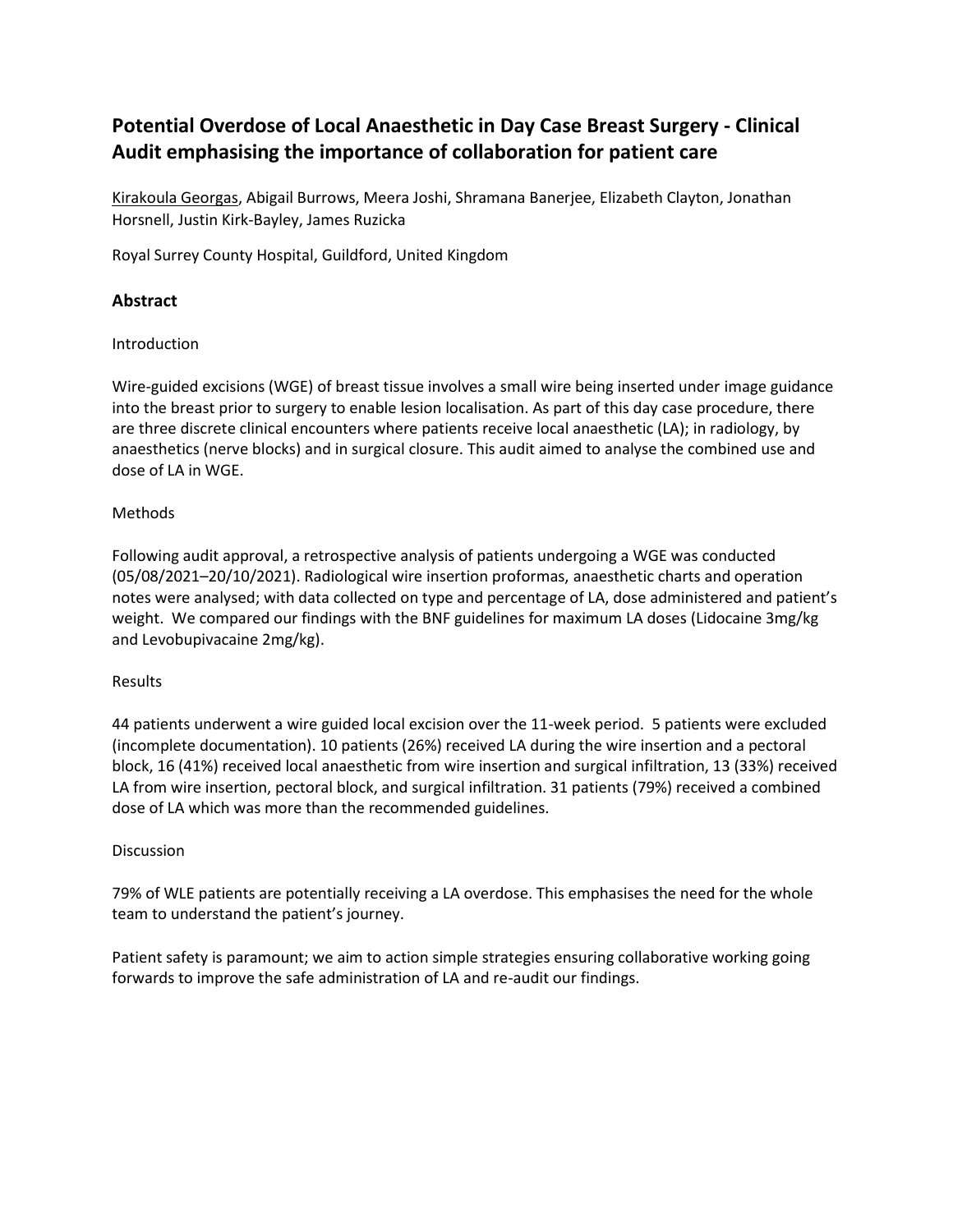# Potential Overdose of Local Anaesthetic in Day Case Breast Surgery - Clinical Audit emphasising the importance of collaboration for patient care

Kirakoula Georgas, Abigail Burrows, Meera Joshi, Shramana Banerjee, Elizabeth Clayton, Jonathan Horsnell, Justin Kirk-Bayley, James Ruzicka

Royal Surrey County Hospital, Guildford, United Kingdom

## Abstract

Introduction

Wire-guided excisions (WGE) of breast tissue involves a small wire being inserted under image guidance into the breast prior to surgery to enable lesion localisation. As part of this day case procedure, there are three discrete clinical encounters where patients receive local anaesthetic (LA); in radiology, by anaesthetics (nerve blocks) and in surgical closure. This audit aimed to analyse the combined use and dose of LA in WGE.

Methods

Following audit approval, a retrospective analysis of patients undergoing a WGE was conducted (05/08/2021–20/10/2021). Radiological wire insertion proformas, anaesthetic charts and operation notes were analysed; with data collected on type and percentage of LA, dose administered and patient's weight. We compared our findings with the BNF guidelines for maximum LA doses (Lidocaine 3mg/kg and Levobupivacaine 2mg/kg).

Results

44 patients underwent a wire guided local excision over the 11-week period. 5 patients were excluded (incomplete documentation). 10 patients (26%) received LA during the wire insertion and a pectoral block, 16 (41%) received local anaesthetic from wire insertion and surgical infiltration, 13 (33%) received LA from wire insertion, pectoral block, and surgical infiltration. 31 patients (79%) received a combined dose of LA which was more than the recommended guidelines.

Discussion

79% of WLE patients are potentially receiving a LA overdose. This emphasises the need for the whole team to understand the patient's journey.

Patient safety is paramount; we aim to action simple strategies ensuring collaborative working going forwards to improve the safe administration of LA and re-audit our findings.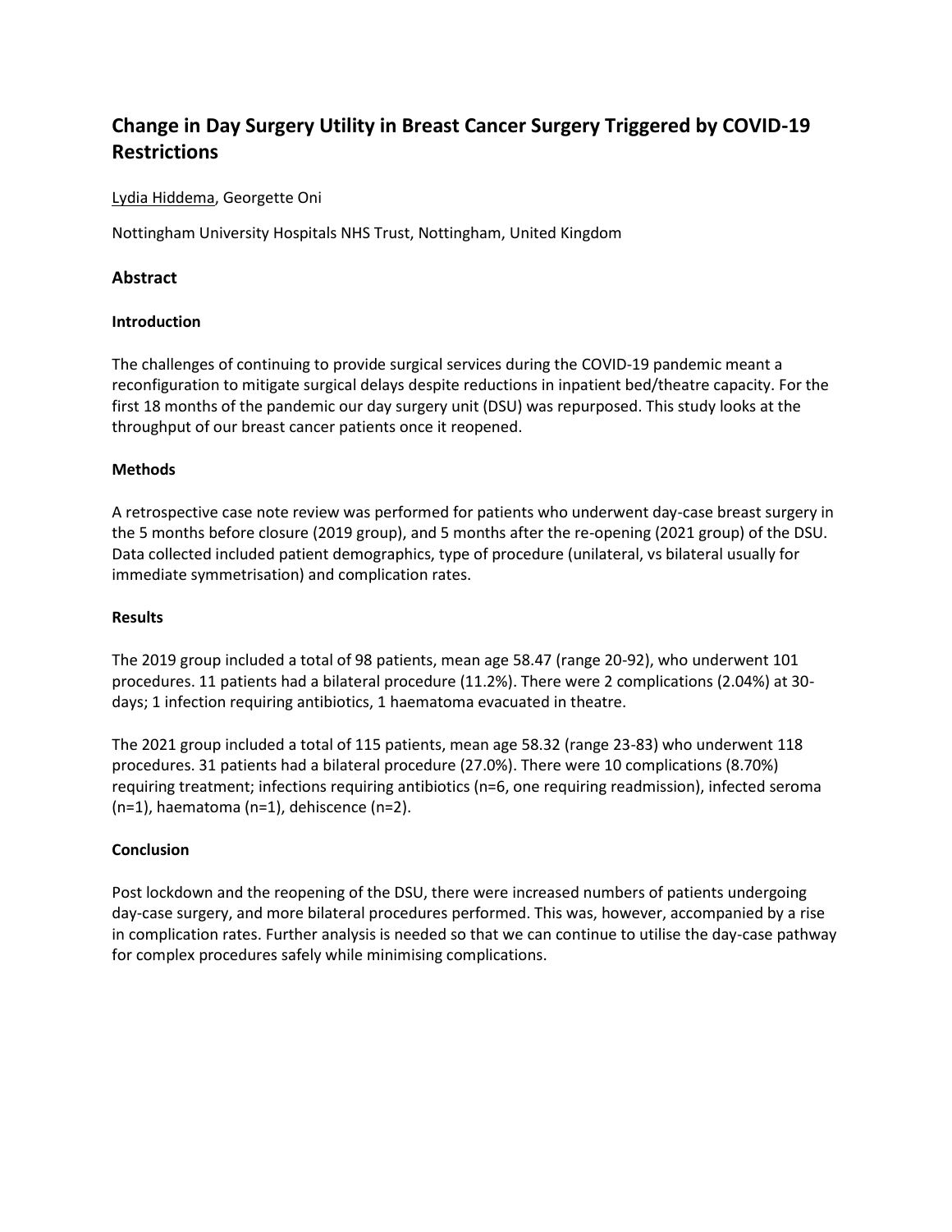# Change in Day Surgery Utility in Breast Cancer Surgery Triggered by COVID-19 Restrictions

Lydia Hiddema, Georgette Oni

Nottingham University Hospitals NHS Trust, Nottingham, United Kingdom

## Abstract

### Introduction

The challenges of continuing to provide surgical services during the COVID-19 pandemic meant a reconfiguration to mitigate surgical delays despite reductions in inpatient bed/theatre capacity. For the first 18 months of the pandemic our day surgery unit (DSU) was repurposed. This study looks at the throughput of our breast cancer patients once it reopened.

### Methods

A retrospective case note review was performed for patients who underwent day-case breast surgery in the 5 months before closure (2019 group), and 5 months after the re-opening (2021 group) of the DSU. Data collected included patient demographics, type of procedure (unilateral, vs bilateral usually for immediate symmetrisation) and complication rates.

### Results

The 2019 group included a total of 98 patients, mean age 58.47 (range 20-92), who underwent 101 procedures. 11 patients had a bilateral procedure (11.2%). There were 2 complications (2.04%) at 30-days; 1 infection requiring antibiotics, 1 haematoma evacuated in theatre.

The 2021 group included a total of 115 patients, mean age 58.32 (range 23-83) who underwent 118 procedures. 31 patients had a bilateral procedure (27.0%). There were 10 complications (8.70%) requiring treatment; infections requiring antibiotics (n=6, one requiring readmission), infected seroma (n=1), haematoma (n=1), dehiscence (n=2).

### Conclusion

Post lockdown and the reopening of the DSU, there were increased numbers of patients undergoing day-case surgery, and more bilateral procedures performed. This was, however, accompanied by a rise in complication rates. Further analysis is needed so that we can continue to utilise the day-case pathway for complex procedures safely while minimising complications.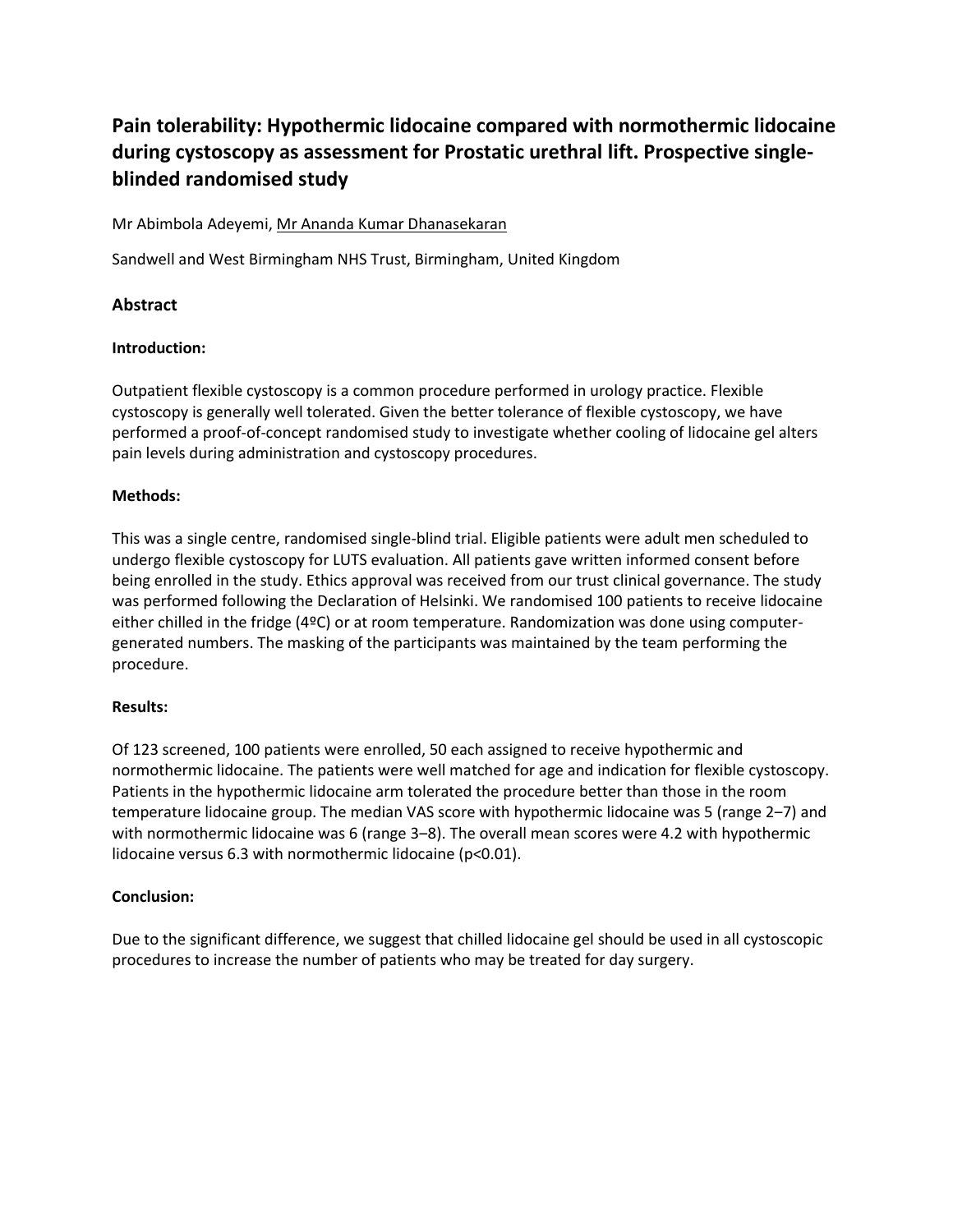# Pain tolerability: Hypothermic lidocaine compared with normothermic lidocaine during cystoscopy as assessment for Prostatic urethral lift. Prospective single-blinded randomised study

Mr Abimbola Adeyemi, Mr Ananda Kumar Dhanasekaran

Sandwell and West Birmingham NHS Trust, Birmingham, United Kingdom

## Abstract

### Introduction:

Outpatient flexible cystoscopy is a common procedure performed in urology practice. Flexible cystoscopy is generally well tolerated. Given the better tolerance of flexible cystoscopy, we have performed a proof-of-concept randomised study to investigate whether cooling of lidocaine gel alters pain levels during administration and cystoscopy procedures.

### Methods:

This was a single centre, randomised single-blind trial. Eligible patients were adult men scheduled to undergo flexible cystoscopy for LUTS evaluation. All patients gave written informed consent before being enrolled in the study. Ethics approval was received from our trust clinical governance. The study was performed following the Declaration of Helsinki. We randomised 100 patients to receive lidocaine either chilled in the fridge (4ºC) or at room temperature. Randomization was done using computer-generated numbers. The masking of the participants was maintained by the team performing the procedure.

### Results:

Of 123 screened, 100 patients were enrolled, 50 each assigned to receive hypothermic and normothermic lidocaine. The patients were well matched for age and indication for flexible cystoscopy. Patients in the hypothermic lidocaine arm tolerated the procedure better than those in the room temperature lidocaine group. The median VAS score with hypothermic lidocaine was 5 (range 2–7) and with normothermic lidocaine was 6 (range 3–8). The overall mean scores were 4.2 with hypothermic lidocaine versus 6.3 with normothermic lidocaine ($p<0.01$).

### Conclusion:

Due to the significant difference, we suggest that chilled lidocaine gel should be used in all cystoscopic procedures to increase the number of patients who may be treated for day surgery.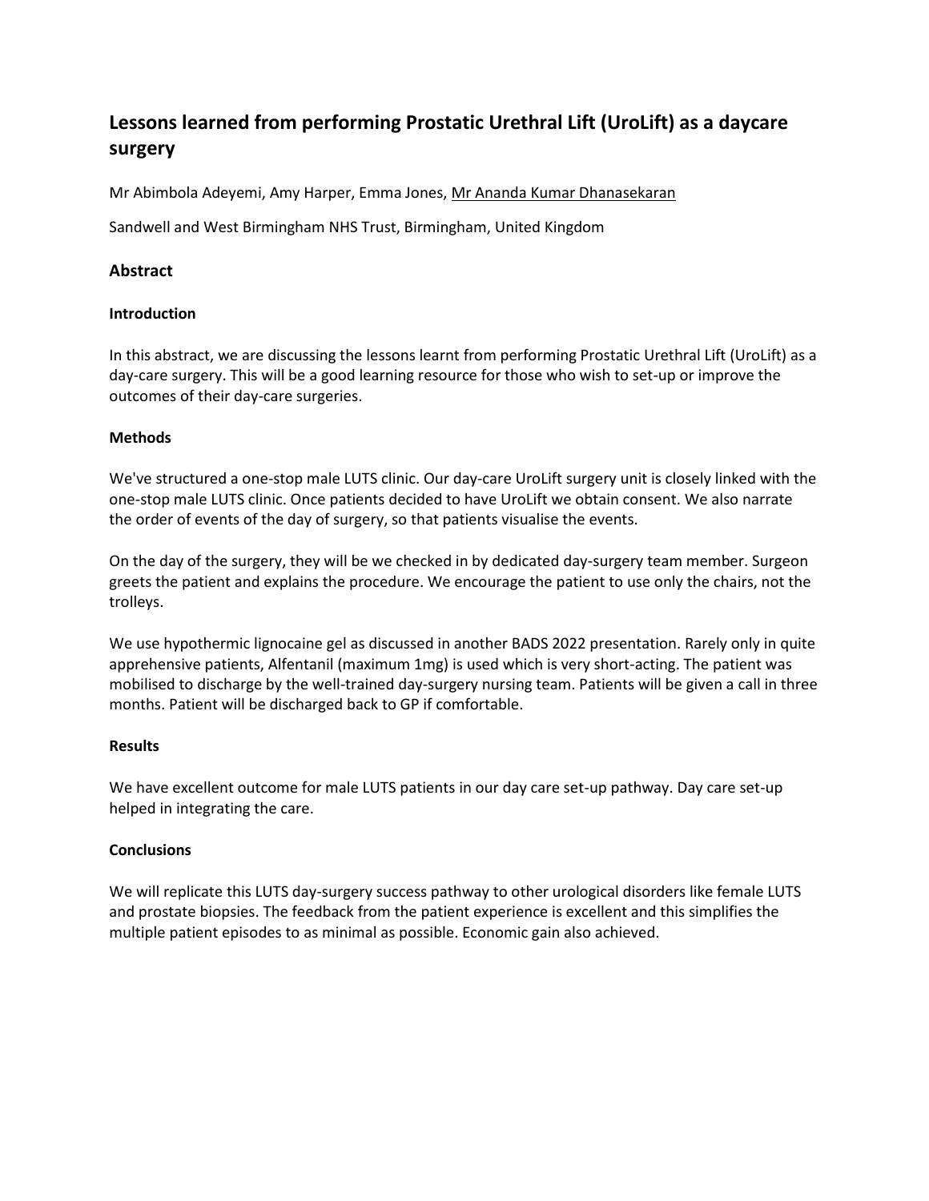# Lessons learned from performing Prostatic Urethral Lift (UroLift) as a daycare surgery

Mr Abimbola Adeyemi, Amy Harper, Emma Jones, Mr Ananda Kumar Dhanasekaran

Sandwell and West Birmingham NHS Trust, Birmingham, United Kingdom

## Abstract

### Introduction

In this abstract, we are discussing the lessons learnt from performing Prostatic Urethral Lift (UroLift) as a day-care surgery. This will be a good learning resource for those who wish to set-up or improve the outcomes of their day-care surgeries.

### Methods

We've structured a one-stop male LUTS clinic. Our day-care UroLift surgery unit is closely linked with the one-stop male LUTS clinic. Once patients decided to have UroLift we obtain consent. We also narrate the order of events of the day of surgery, so that patients visualise the events.

On the day of the surgery, they will be we checked in by dedicated day-surgery team member. Surgeon greets the patient and explains the procedure. We encourage the patient to use only the chairs, not the trolleys.

We use hypothermic lignocaine gel as discussed in another BADS 2022 presentation. Rarely only in quite apprehensive patients, Alfentanil (maximum 1mg) is used which is very short-acting. The patient was mobilised to discharge by the well-trained day-surgery nursing team. Patients will be given a call in three months. Patient will be discharged back to GP if comfortable.

### Results

We have excellent outcome for male LUTS patients in our day care set-up pathway. Day care set-up helped in integrating the care.

### Conclusions

We will replicate this LUTS day-surgery success pathway to other urological disorders like female LUTS and prostate biopsies. The feedback from the patient experience is excellent and this simplifies the multiple patient episodes to as minimal as possible. Economic gain also achieved.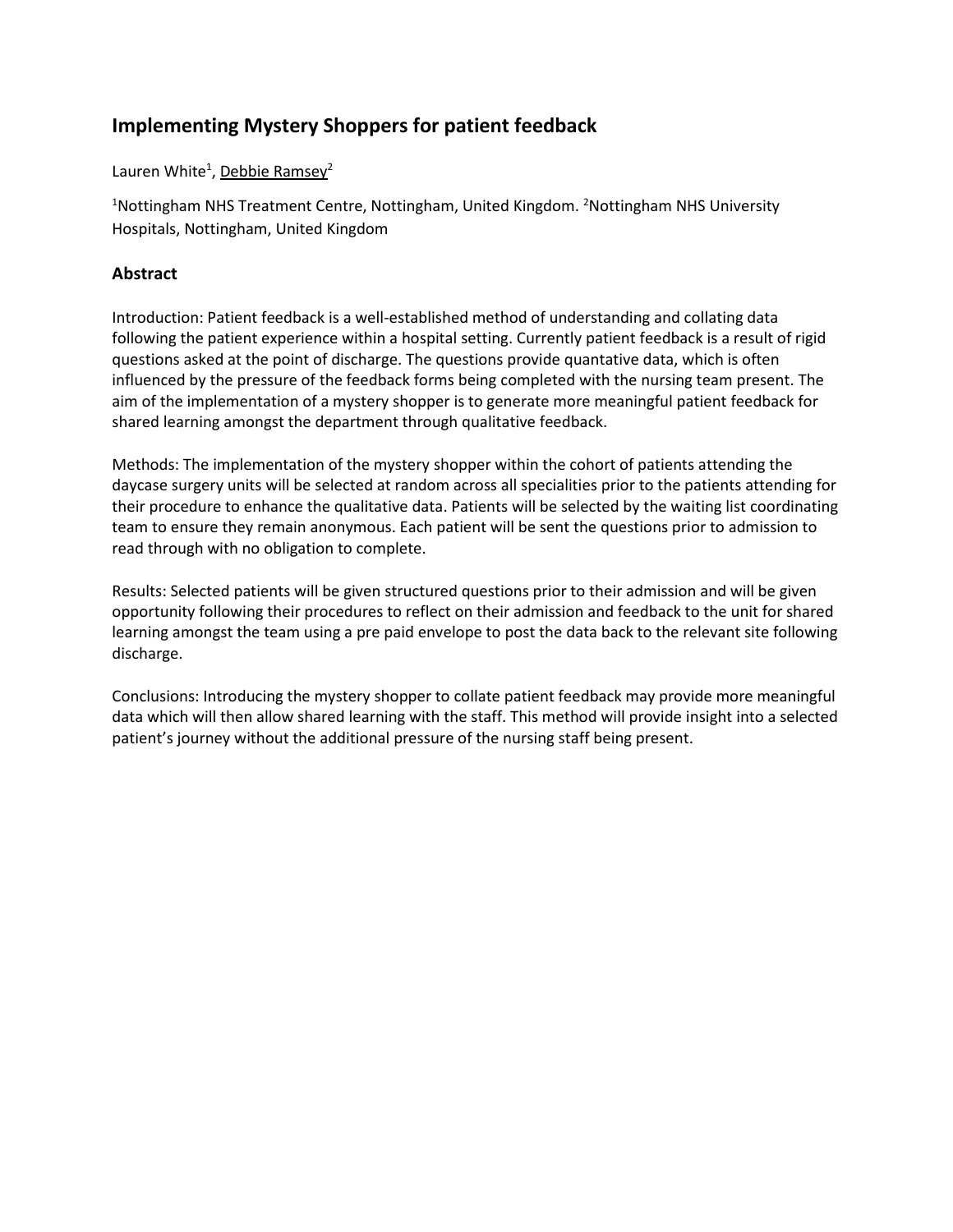## Implementing Mystery Shoppers for patient feedback

Lauren White[1], Debbie Ramsey[2]

[1]Nottingham NHS Treatment Centre, Nottingham, United Kingdom. [2]Nottingham NHS University Hospitals, Nottingham, United Kingdom

### Abstract

Introduction: Patient feedback is a well-established method of understanding and collating data following the patient experience within a hospital setting. Currently patient feedback is a result of rigid questions asked at the point of discharge. The questions provide quantative data, which is often influenced by the pressure of the feedback forms being completed with the nursing team present. The aim of the implementation of a mystery shopper is to generate more meaningful patient feedback for shared learning amongst the department through qualitative feedback.

Methods: The implementation of the mystery shopper within the cohort of patients attending the daycase surgery units will be selected at random across all specialities prior to the patients attending for their procedure to enhance the qualitative data. Patients will be selected by the waiting list coordinating team to ensure they remain anonymous. Each patient will be sent the questions prior to admission to read through with no obligation to complete.

Results: Selected patients will be given structured questions prior to their admission and will be given opportunity following their procedures to reflect on their admission and feedback to the unit for shared learning amongst the team using a pre paid envelope to post the data back to the relevant site following discharge.

Conclusions: Introducing the mystery shopper to collate patient feedback may provide more meaningful data which will then allow shared learning with the staff. This method will provide insight into a selected patient's journey without the additional pressure of the nursing staff being present.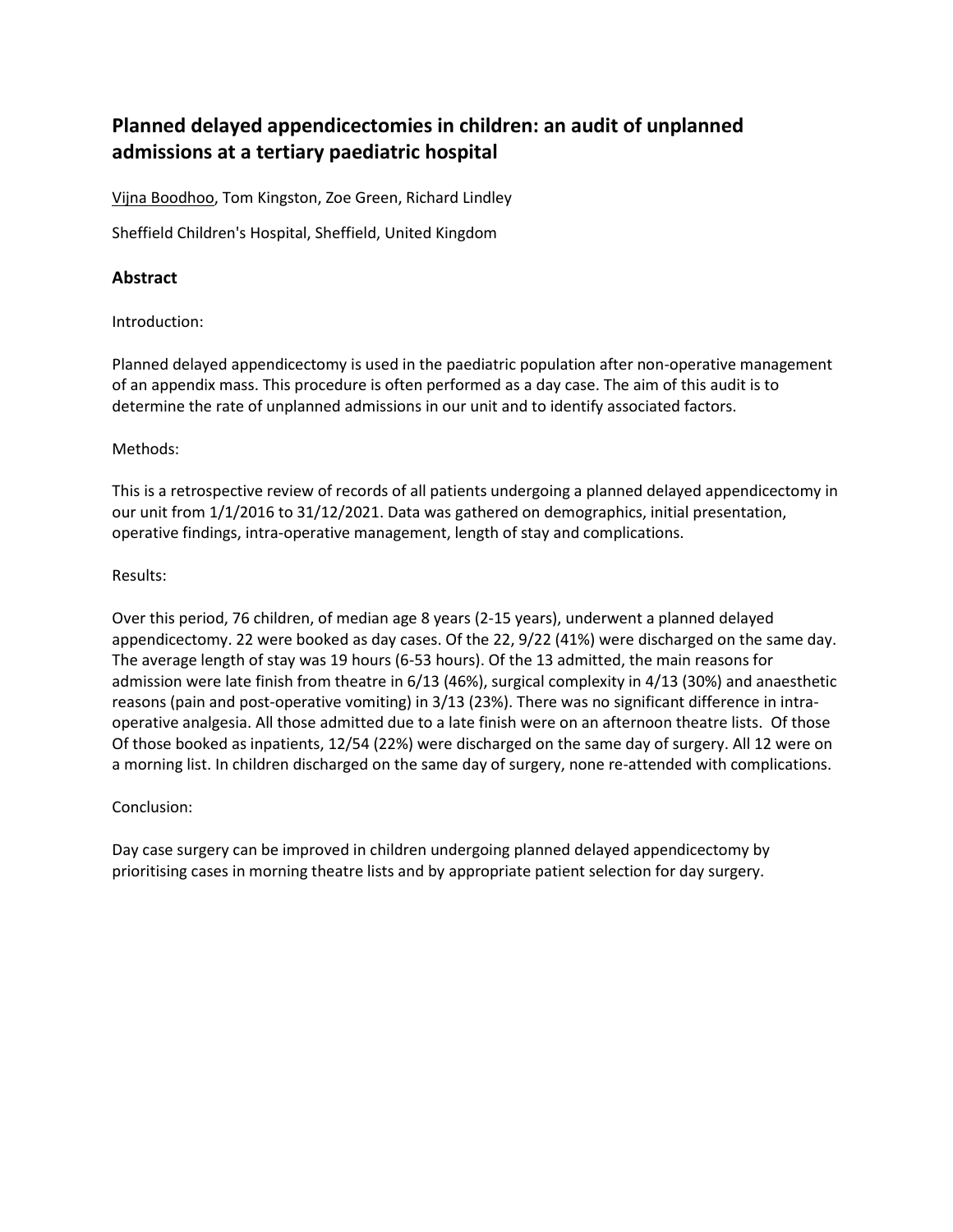# Planned delayed appendicectomies in children: an audit of unplanned admissions at a tertiary paediatric hospital

Vijna Boodhoo, Tom Kingston, Zoe Green, Richard Lindley

Sheffield Children's Hospital, Sheffield, United Kingdom

## Abstract

Introduction:

Planned delayed appendicectomy is used in the paediatric population after non-operative management of an appendix mass. This procedure is often performed as a day case. The aim of this audit is to determine the rate of unplanned admissions in our unit and to identify associated factors.

Methods:

This is a retrospective review of records of all patients undergoing a planned delayed appendicectomy in our unit from 1/1/2016 to 31/12/2021. Data was gathered on demographics, initial presentation, operative findings, intra-operative management, length of stay and complications.

Results:

Over this period, 76 children, of median age 8 years (2-15 years), underwent a planned delayed appendicectomy. 22 were booked as day cases. Of the 22, 9/22 (41%) were discharged on the same day. The average length of stay was 19 hours (6-53 hours). Of the 13 admitted, the main reasons for admission were late finish from theatre in 6/13 (46%), surgical complexity in 4/13 (30%) and anaesthetic reasons (pain and post-operative vomiting) in 3/13 (23%). There was no significant difference in intra-operative analgesia. All those admitted due to a late finish were on an afternoon theatre lists. Of those Of those booked as inpatients, 12/54 (22%) were discharged on the same day of surgery. All 12 were on a morning list. In children discharged on the same day of surgery, none re-attended with complications.

Conclusion:

Day case surgery can be improved in children undergoing planned delayed appendicectomy by prioritising cases in morning theatre lists and by appropriate patient selection for day surgery.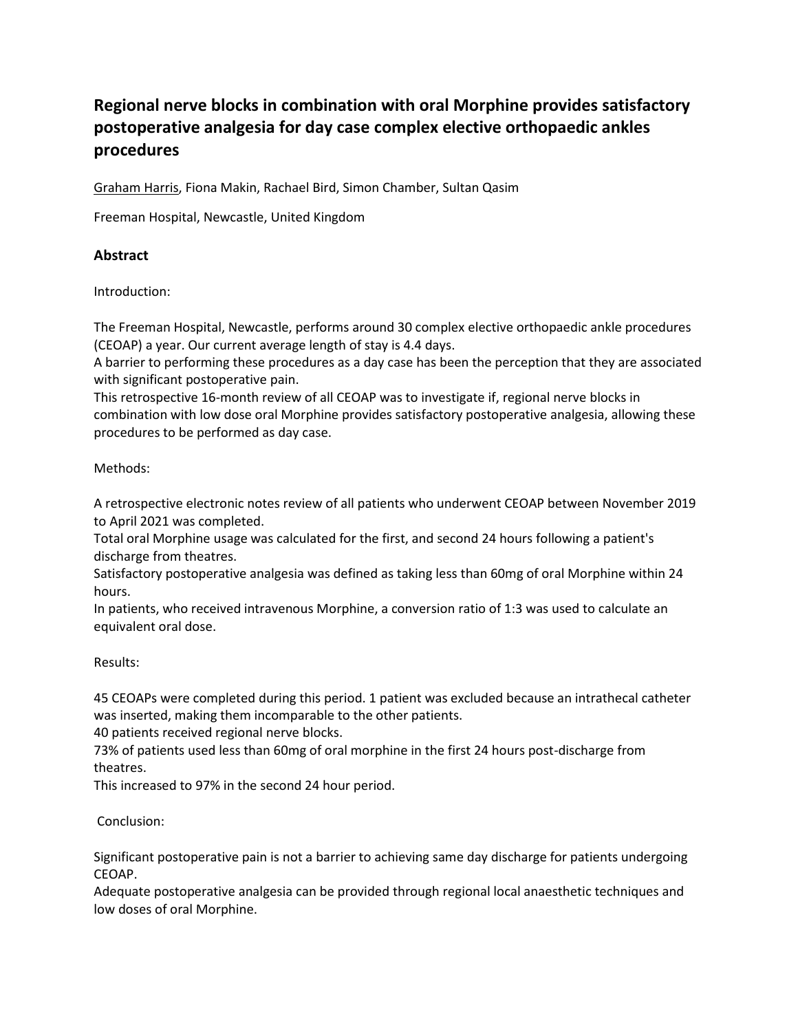# Regional nerve blocks in combination with oral Morphine provides satisfactory postoperative analgesia for day case complex elective orthopaedic ankles procedures

Graham Harris, Fiona Makin, Rachael Bird, Simon Chamber, Sultan Qasim

Freeman Hospital, Newcastle, United Kingdom

## Abstract

Introduction:

The Freeman Hospital, Newcastle, performs around 30 complex elective orthopaedic ankle procedures (CEOAP) a year. Our current average length of stay is 4.4 days.
A barrier to performing these procedures as a day case has been the perception that they are associated with significant postoperative pain.
This retrospective 16-month review of all CEOAP was to investigate if, regional nerve blocks in combination with low dose oral Morphine provides satisfactory postoperative analgesia, allowing these procedures to be performed as day case.

Methods:

A retrospective electronic notes review of all patients who underwent CEOAP between November 2019 to April 2021 was completed.
Total oral Morphine usage was calculated for the first, and second 24 hours following a patient's discharge from theatres.
Satisfactory postoperative analgesia was defined as taking less than 60mg of oral Morphine within 24 hours.
In patients, who received intravenous Morphine, a conversion ratio of 1:3 was used to calculate an equivalent oral dose.

Results:

45 CEOAPs were completed during this period. 1 patient was excluded because an intrathecal catheter was inserted, making them incomparable to the other patients.
40 patients received regional nerve blocks.
73% of patients used less than 60mg of oral morphine in the first 24 hours post-discharge from theatres.
This increased to 97% in the second 24 hour period.

Conclusion:

Significant postoperative pain is not a barrier to achieving same day discharge for patients undergoing CEOAP.
Adequate postoperative analgesia can be provided through regional local anaesthetic techniques and low doses of oral Morphine.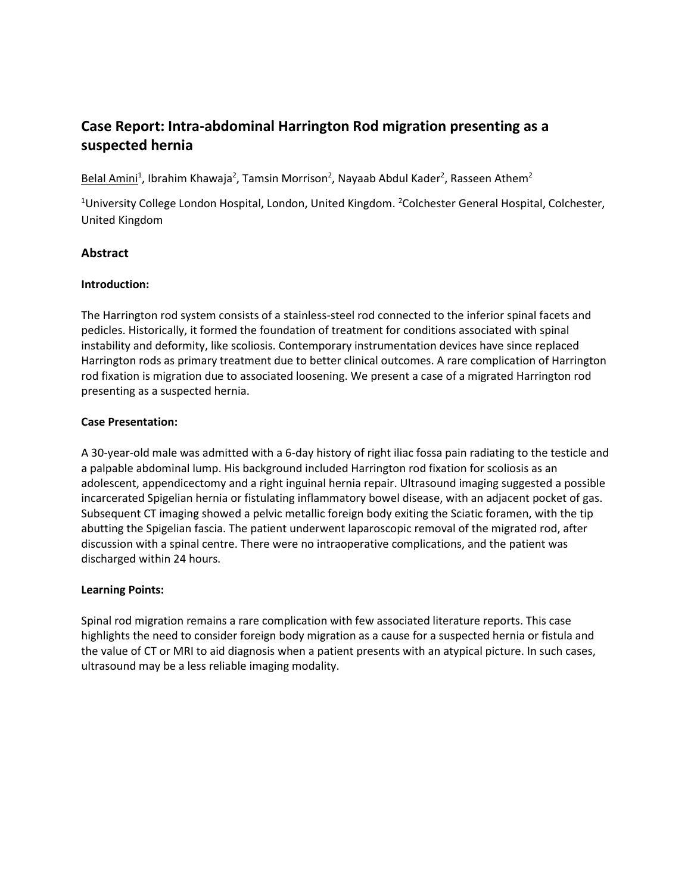## Case Report: Intra-abdominal Harrington Rod migration presenting as a suspected hernia

Belal Amini[1], Ibrahim Khawaja[2], Tamsin Morrison[2], Nayaab Abdul Kader[2], Rasseen Athem[2]

[1]University College London Hospital, London, United Kingdom. [2]Colchester General Hospital, Colchester, United Kingdom

### Abstract

#### Introduction:

The Harrington rod system consists of a stainless-steel rod connected to the inferior spinal facets and pedicles. Historically, it formed the foundation of treatment for conditions associated with spinal instability and deformity, like scoliosis. Contemporary instrumentation devices have since replaced Harrington rods as primary treatment due to better clinical outcomes. A rare complication of Harrington rod fixation is migration due to associated loosening. We present a case of a migrated Harrington rod presenting as a suspected hernia.

#### Case Presentation:

A 30-year-old male was admitted with a 6-day history of right iliac fossa pain radiating to the testicle and a palpable abdominal lump. His background included Harrington rod fixation for scoliosis as an adolescent, appendicectomy and a right inguinal hernia repair. Ultrasound imaging suggested a possible incarcerated Spigelian hernia or fistulating inflammatory bowel disease, with an adjacent pocket of gas. Subsequent CT imaging showed a pelvic metallic foreign body exiting the Sciatic foramen, with the tip abutting the Spigelian fascia. The patient underwent laparoscopic removal of the migrated rod, after discussion with a spinal centre. There were no intraoperative complications, and the patient was discharged within 24 hours.

#### Learning Points:

Spinal rod migration remains a rare complication with few associated literature reports. This case highlights the need to consider foreign body migration as a cause for a suspected hernia or fistula and the value of CT or MRI to aid diagnosis when a patient presents with an atypical picture. In such cases, ultrasound may be a less reliable imaging modality.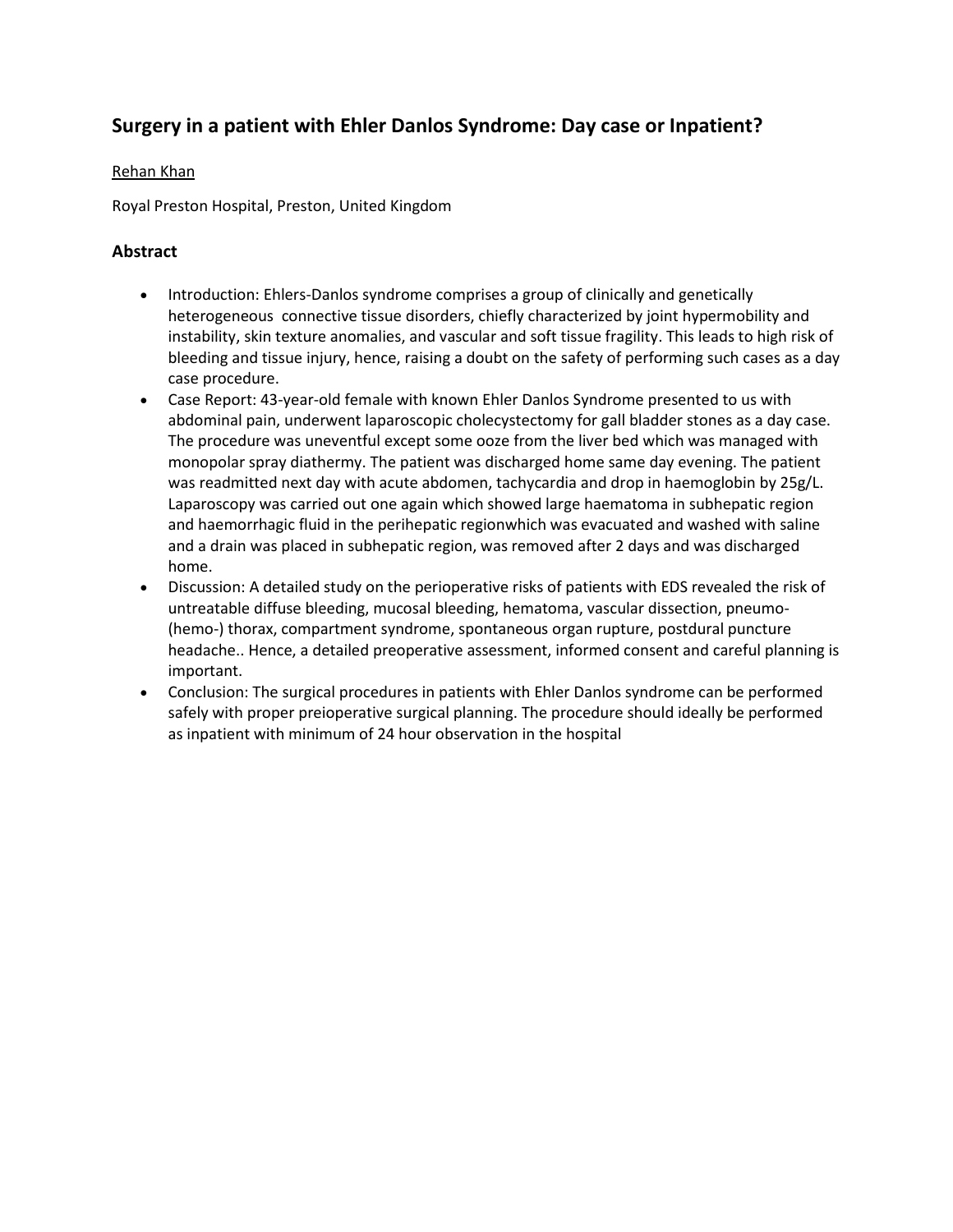## Surgery in a patient with Ehler Danlos Syndrome: Day case or Inpatient?

Rehan Khan

Royal Preston Hospital, Preston, United Kingdom

### Abstract

- Introduction: Ehlers-Danlos syndrome comprises a group of clinically and genetically heterogeneous connective tissue disorders, chiefly characterized by joint hypermobility and instability, skin texture anomalies, and vascular and soft tissue fragility. This leads to high risk of bleeding and tissue injury, hence, raising a doubt on the safety of performing such cases as a day case procedure.
- Case Report: 43-year-old female with known Ehler Danlos Syndrome presented to us with abdominal pain, underwent laparoscopic cholecystectomy for gall bladder stones as a day case. The procedure was uneventful except some ooze from the liver bed which was managed with monopolar spray diathermy. The patient was discharged home same day evening. The patient was readmitted next day with acute abdomen, tachycardia and drop in haemoglobin by 25g/L. Laparoscopy was carried out one again which showed large haematoma in subhepatic region and haemorrhagic fluid in the perihepatic regionwhich was evacuated and washed with saline and a drain was placed in subhepatic region, was removed after 2 days and was discharged home.
- Discussion: A detailed study on the perioperative risks of patients with EDS revealed the risk of untreatable diffuse bleeding, mucosal bleeding, hematoma, vascular dissection, pneumo-(hemo-) thorax, compartment syndrome, spontaneous organ rupture, postdural puncture headache.. Hence, a detailed preoperative assessment, informed consent and careful planning is important.
- Conclusion: The surgical procedures in patients with Ehler Danlos syndrome can be performed safely with proper preioperative surgical planning. The procedure should ideally be performed as inpatient with minimum of 24 hour observation in the hospital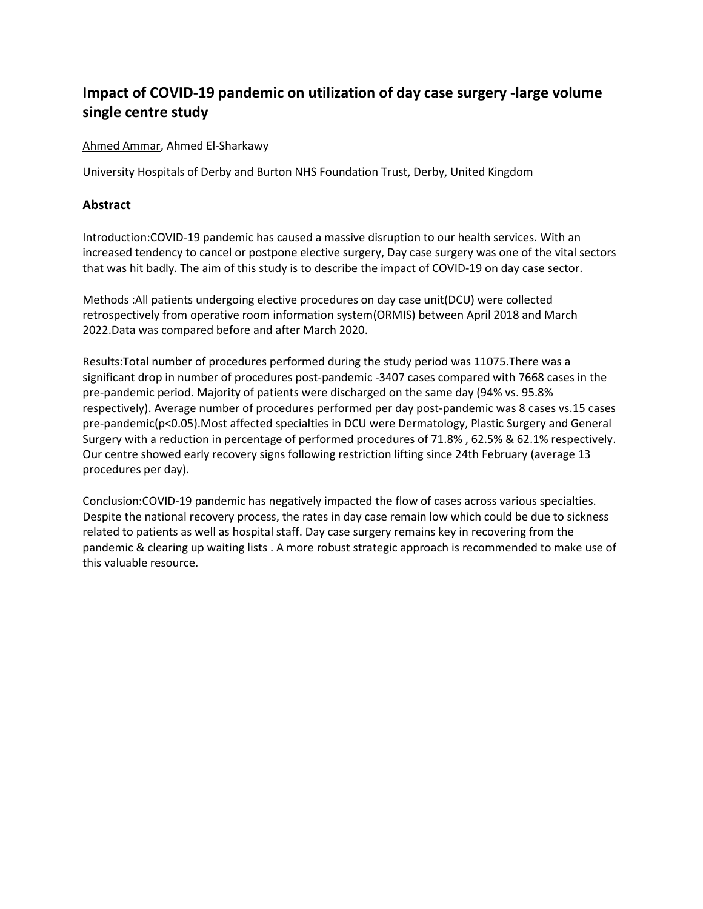## Impact of COVID-19 pandemic on utilization of day case surgery -large volume single centre study

Ahmed Ammar, Ahmed El-Sharkawy

University Hospitals of Derby and Burton NHS Foundation Trust, Derby, United Kingdom

### Abstract

Introduction:COVID-19 pandemic has caused a massive disruption to our health services. With an increased tendency to cancel or postpone elective surgery, Day case surgery was one of the vital sectors that was hit badly. The aim of this study is to describe the impact of COVID-19 on day case sector.

Methods :All patients undergoing elective procedures on day case unit(DCU) were collected retrospectively from operative room information system(ORMIS) between April 2018 and March 2022.Data was compared before and after March 2020.

Results:Total number of procedures performed during the study period was 11075.There was a significant drop in number of procedures post-pandemic -3407 cases compared with 7668 cases in the pre-pandemic period. Majority of patients were discharged on the same day (94% vs. 95.8% respectively). Average number of procedures performed per day post-pandemic was 8 cases vs.15 cases pre-pandemic($p<0.05$).Most affected specialties in DCU were Dermatology, Plastic Surgery and General Surgery with a reduction in percentage of performed procedures of 71.8% , 62.5% & 62.1% respectively. Our centre showed early recovery signs following restriction lifting since 24th February (average 13 procedures per day).

Conclusion:COVID-19 pandemic has negatively impacted the flow of cases across various specialties. Despite the national recovery process, the rates in day case remain low which could be due to sickness related to patients as well as hospital staff. Day case surgery remains key in recovering from the pandemic & clearing up waiting lists . A more robust strategic approach is recommended to make use of this valuable resource.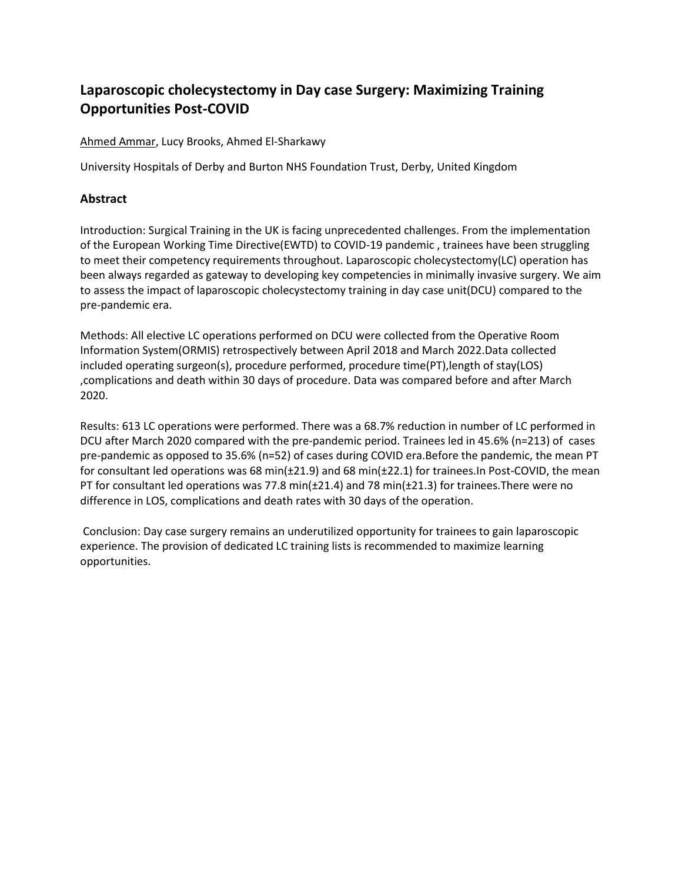## Laparoscopic cholecystectomy in Day case Surgery: Maximizing Training Opportunities Post-COVID

Ahmed Ammar, Lucy Brooks, Ahmed El-Sharkawy

University Hospitals of Derby and Burton NHS Foundation Trust, Derby, United Kingdom

### Abstract

Introduction: Surgical Training in the UK is facing unprecedented challenges. From the implementation of the European Working Time Directive(EWTD) to COVID-19 pandemic , trainees have been struggling to meet their competency requirements throughout. Laparoscopic cholecystectomy(LC) operation has been always regarded as gateway to developing key competencies in minimally invasive surgery. We aim to assess the impact of laparoscopic cholecystectomy training in day case unit(DCU) compared to the pre-pandemic era.

Methods: All elective LC operations performed on DCU were collected from the Operative Room Information System(ORMIS) retrospectively between April 2018 and March 2022.Data collected included operating surgeon(s), procedure performed, procedure time(PT),length of stay(LOS) ,complications and death within 30 days of procedure. Data was compared before and after March 2020.

Results: 613 LC operations were performed. There was a 68.7% reduction in number of LC performed in DCU after March 2020 compared with the pre-pandemic period. Trainees led in 45.6% (n=213) of cases pre-pandemic as opposed to 35.6% (n=52) of cases during COVID era.Before the pandemic, the mean PT for consultant led operations was 68 min(±21.9) and 68 min(±22.1) for trainees.In Post-COVID, the mean PT for consultant led operations was 77.8 min(±21.4) and 78 min(±21.3) for trainees.There were no difference in LOS, complications and death rates with 30 days of the operation.

Conclusion: Day case surgery remains an underutilized opportunity for trainees to gain laparoscopic experience. The provision of dedicated LC training lists is recommended to maximize learning opportunities.